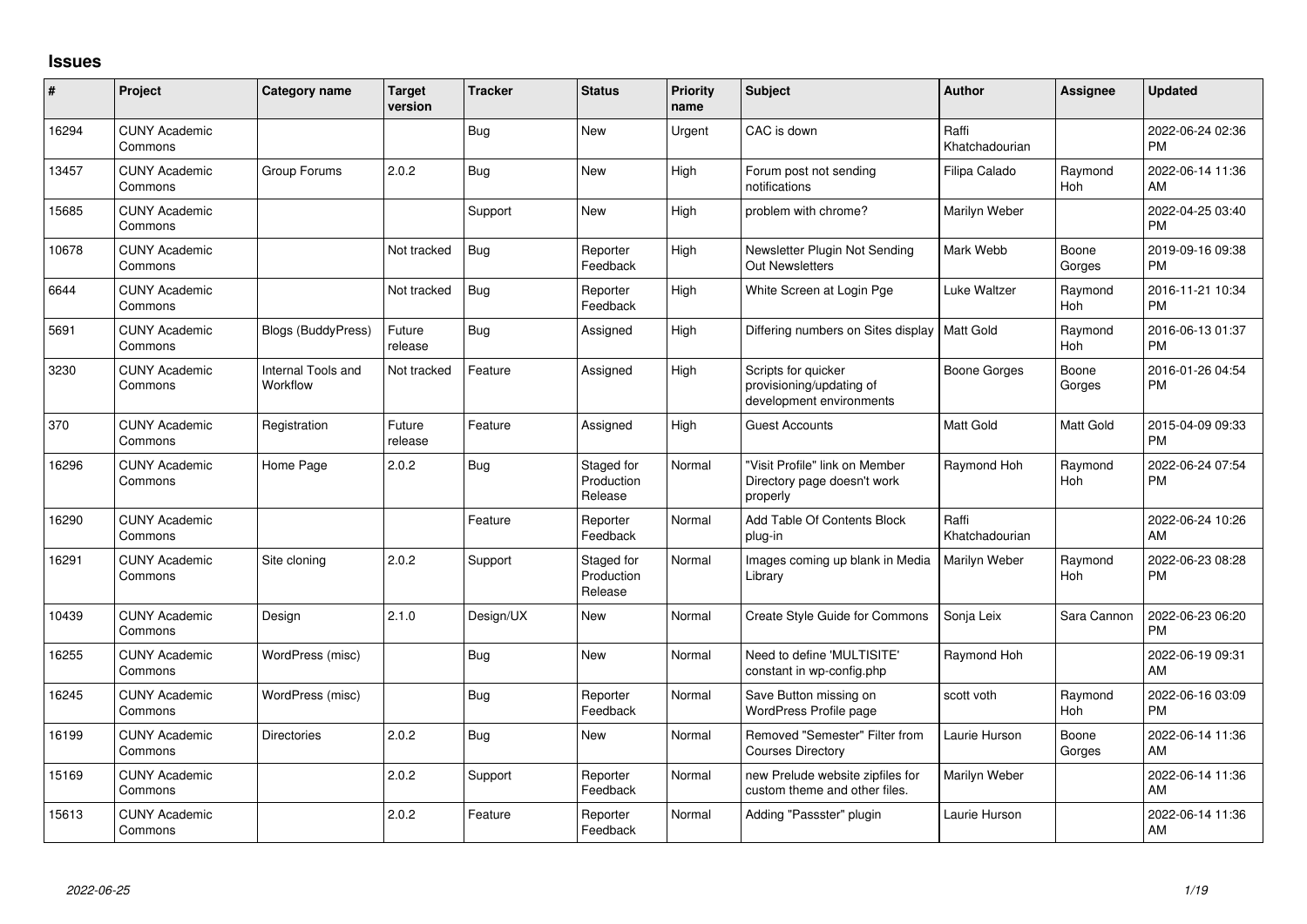## Issues

| # | Project | Category name | Target version | Tracker | Status | Priority name | Subject | Author | Assignee | Updated |
|---|---|---|---|---|---|---|---|---|---|---|
| 16294 | CUNY Academic Commons | | | Bug | New | Urgent | CAC is down | Raffi Khatchadourian | | 2022-06-24 02:36 PM |
| 13457 | CUNY Academic Commons | Group Forums | 2.0.2 | Bug | New | High | Forum post not sending notifications | Filipa Calado | Raymond Hoh | 2022-06-14 11:36 AM |
| 15685 | CUNY Academic Commons | | | Support | New | High | problem with chrome? | Marilyn Weber | | 2022-04-25 03:40 PM |
| 10678 | CUNY Academic Commons | | Not tracked | Bug | Reporter Feedback | High | Newsletter Plugin Not Sending Out Newsletters | Mark Webb | Boone Gorges | 2019-09-16 09:38 PM |
| 6644 | CUNY Academic Commons | | Not tracked | Bug | Reporter Feedback | High | White Screen at Login Pge | Luke Waltzer | Raymond Hoh | 2016-11-21 10:34 PM |
| 5691 | CUNY Academic Commons | Blogs (BuddyPress) | Future release | Bug | Assigned | High | Differing numbers on Sites display | Matt Gold | Raymond Hoh | 2016-06-13 01:37 PM |
| 3230 | CUNY Academic Commons | Internal Tools and Workflow | Not tracked | Feature | Assigned | High | Scripts for quicker provisioning/updating of development environments | Boone Gorges | Boone Gorges | 2016-01-26 04:54 PM |
| 370 | CUNY Academic Commons | Registration | Future release | Feature | Assigned | High | Guest Accounts | Matt Gold | Matt Gold | 2015-04-09 09:33 PM |
| 16296 | CUNY Academic Commons | Home Page | 2.0.2 | Bug | Staged for Production Release | Normal | "Visit Profile" link on Member Directory page doesn't work properly | Raymond Hoh | Raymond Hoh | 2022-06-24 07:54 PM |
| 16290 | CUNY Academic Commons | | | Feature | Reporter Feedback | Normal | Add Table Of Contents Block plug-in | Raffi Khatchadourian | | 2022-06-24 10:26 AM |
| 16291 | CUNY Academic Commons | Site cloning | 2.0.2 | Support | Staged for Production Release | Normal | Images coming up blank in Media Library | Marilyn Weber | Raymond Hoh | 2022-06-23 08:28 PM |
| 10439 | CUNY Academic Commons | Design | 2.1.0 | Design/UX | New | Normal | Create Style Guide for Commons | Sonja Leix | Sara Cannon | 2022-06-23 06:20 PM |
| 16255 | CUNY Academic Commons | WordPress (misc) | | Bug | New | Normal | Need to define 'MULTISITE' constant in wp-config.php | Raymond Hoh | | 2022-06-19 09:31 AM |
| 16245 | CUNY Academic Commons | WordPress (misc) | | Bug | Reporter Feedback | Normal | Save Button missing on WordPress Profile page | scott voth | Raymond Hoh | 2022-06-16 03:09 PM |
| 16199 | CUNY Academic Commons | Directories | 2.0.2 | Bug | New | Normal | Removed "Semester" Filter from Courses Directory | Laurie Hurson | Boone Gorges | 2022-06-14 11:36 AM |
| 15169 | CUNY Academic Commons | | 2.0.2 | Support | Reporter Feedback | Normal | new Prelude website zipfiles for custom theme and other files. | Marilyn Weber | | 2022-06-14 11:36 AM |
| 15613 | CUNY Academic Commons | | 2.0.2 | Feature | Reporter Feedback | Normal | Adding "Passster" plugin | Laurie Hurson | | 2022-06-14 11:36 AM |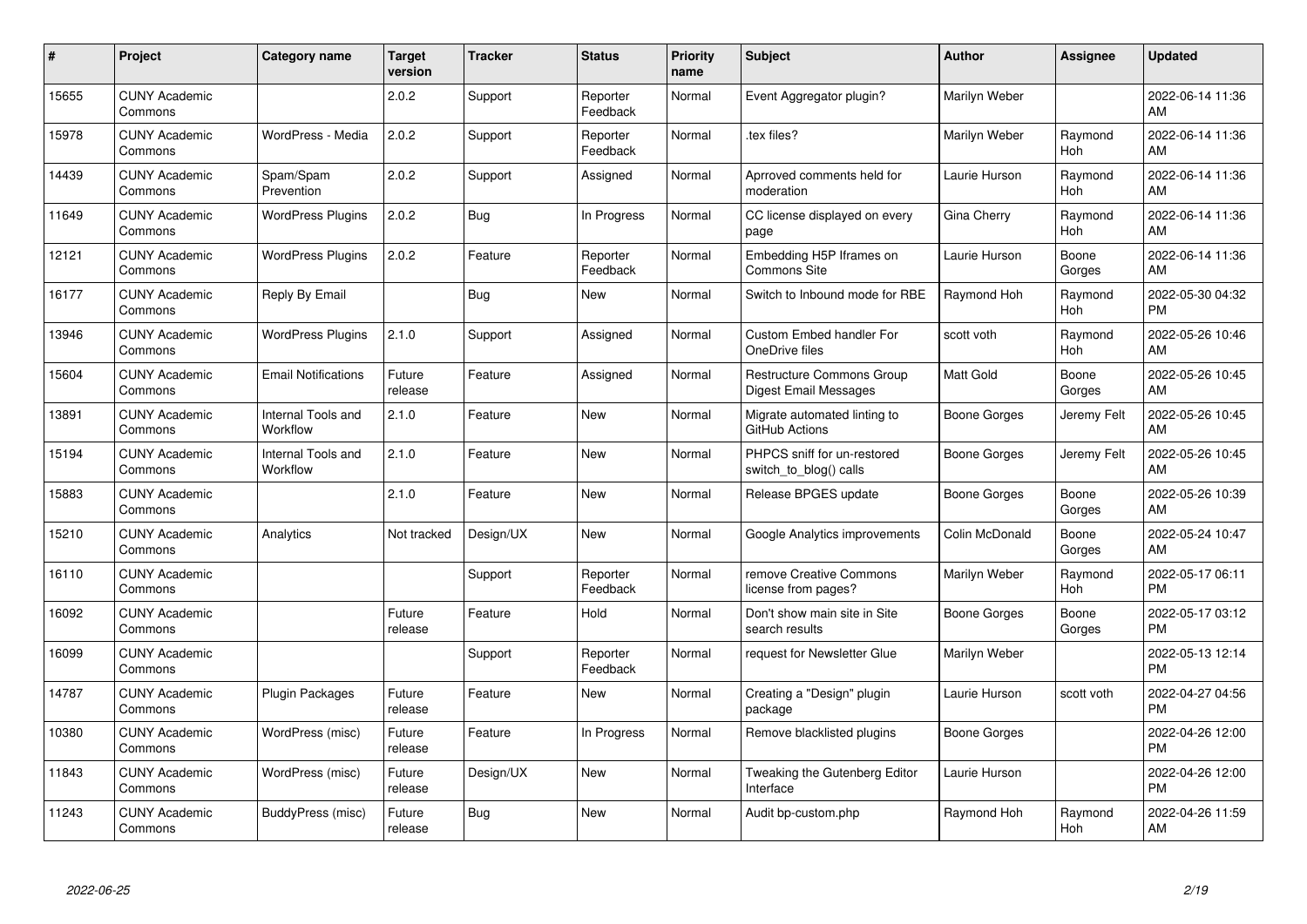| # | Project | Category name | Target version | Tracker | Status | Priority name | Subject | Author | Assignee | Updated |
|---|---|---|---|---|---|---|---|---|---|---|
| 15655 | CUNY Academic Commons | | 2.0.2 | Support | Reporter Feedback | Normal | Event Aggregator plugin? | Marilyn Weber | | 2022-06-14 11:36 AM |
| 15978 | CUNY Academic Commons | WordPress - Media | 2.0.2 | Support | Reporter Feedback | Normal | .tex files? | Marilyn Weber | Raymond Hoh | 2022-06-14 11:36 AM |
| 14439 | CUNY Academic Commons | Spam/Spam Prevention | 2.0.2 | Support | Assigned | Normal | Aprroved comments held for moderation | Laurie Hurson | Raymond Hoh | 2022-06-14 11:36 AM |
| 11649 | CUNY Academic Commons | WordPress Plugins | 2.0.2 | Bug | In Progress | Normal | CC license displayed on every page | Gina Cherry | Raymond Hoh | 2022-06-14 11:36 AM |
| 12121 | CUNY Academic Commons | WordPress Plugins | 2.0.2 | Feature | Reporter Feedback | Normal | Embedding H5P Iframes on Commons Site | Laurie Hurson | Boone Gorges | 2022-06-14 11:36 AM |
| 16177 | CUNY Academic Commons | Reply By Email | | Bug | New | Normal | Switch to Inbound mode for RBE | Raymond Hoh | Raymond Hoh | 2022-05-30 04:32 PM |
| 13946 | CUNY Academic Commons | WordPress Plugins | 2.1.0 | Support | Assigned | Normal | Custom Embed handler For OneDrive files | scott voth | Raymond Hoh | 2022-05-26 10:46 AM |
| 15604 | CUNY Academic Commons | Email Notifications | Future release | Feature | Assigned | Normal | Restructure Commons Group Digest Email Messages | Matt Gold | Boone Gorges | 2022-05-26 10:45 AM |
| 13891 | CUNY Academic Commons | Internal Tools and Workflow | 2.1.0 | Feature | New | Normal | Migrate automated linting to GitHub Actions | Boone Gorges | Jeremy Felt | 2022-05-26 10:45 AM |
| 15194 | CUNY Academic Commons | Internal Tools and Workflow | 2.1.0 | Feature | New | Normal | PHPCS sniff for un-restored switch_to_blog() calls | Boone Gorges | Jeremy Felt | 2022-05-26 10:45 AM |
| 15883 | CUNY Academic Commons | | 2.1.0 | Feature | New | Normal | Release BPGES update | Boone Gorges | Boone Gorges | 2022-05-26 10:39 AM |
| 15210 | CUNY Academic Commons | Analytics | Not tracked | Design/UX | New | Normal | Google Analytics improvements | Colin McDonald | Boone Gorges | 2022-05-24 10:47 AM |
| 16110 | CUNY Academic Commons | | | Support | Reporter Feedback | Normal | remove Creative Commons license from pages? | Marilyn Weber | Raymond Hoh | 2022-05-17 06:11 PM |
| 16092 | CUNY Academic Commons | | Future release | Feature | Hold | Normal | Don't show main site in Site search results | Boone Gorges | Boone Gorges | 2022-05-17 03:12 PM |
| 16099 | CUNY Academic Commons | | | Support | Reporter Feedback | Normal | request for Newsletter Glue | Marilyn Weber | | 2022-05-13 12:14 PM |
| 14787 | CUNY Academic Commons | Plugin Packages | Future release | Feature | New | Normal | Creating a "Design" plugin package | Laurie Hurson | scott voth | 2022-04-27 04:56 PM |
| 10380 | CUNY Academic Commons | WordPress (misc) | Future release | Feature | In Progress | Normal | Remove blacklisted plugins | Boone Gorges | | 2022-04-26 12:00 PM |
| 11843 | CUNY Academic Commons | WordPress (misc) | Future release | Design/UX | New | Normal | Tweaking the Gutenberg Editor Interface | Laurie Hurson | | 2022-04-26 12:00 PM |
| 11243 | CUNY Academic Commons | BuddyPress (misc) | Future release | Bug | New | Normal | Audit bp-custom.php | Raymond Hoh | Raymond Hoh | 2022-04-26 11:59 AM |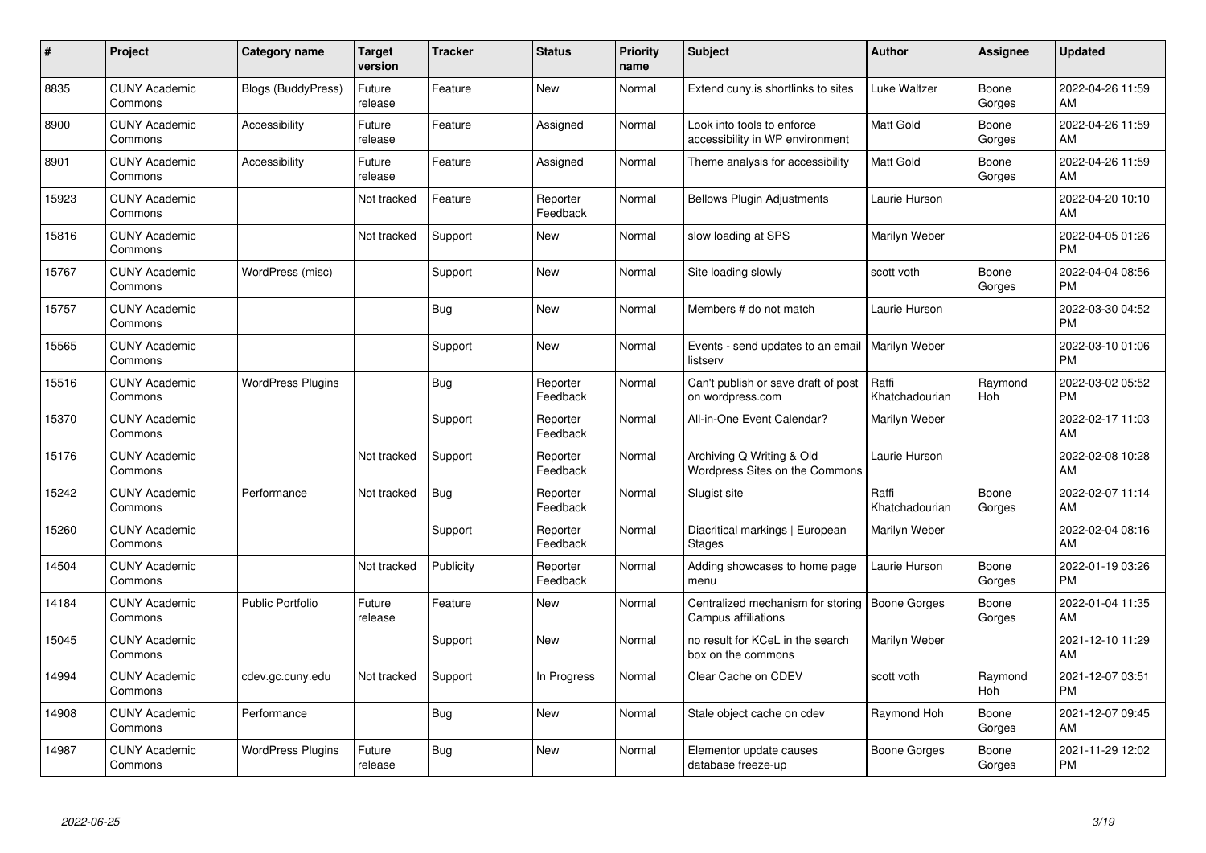| # | Project | Category name | Target version | Tracker | Status | Priority name | Subject | Author | Assignee | Updated |
|---|---|---|---|---|---|---|---|---|---|---|
| 8835 | CUNY Academic Commons | Blogs (BuddyPress) | Future release | Feature | New | Normal | Extend cuny.is shortlinks to sites | Luke Waltzer | Boone Gorges | 2022-04-26 11:59 AM |
| 8900 | CUNY Academic Commons | Accessibility | Future release | Feature | Assigned | Normal | Look into tools to enforce accessibility in WP environment | Matt Gold | Boone Gorges | 2022-04-26 11:59 AM |
| 8901 | CUNY Academic Commons | Accessibility | Future release | Feature | Assigned | Normal | Theme analysis for accessibility | Matt Gold | Boone Gorges | 2022-04-26 11:59 AM |
| 15923 | CUNY Academic Commons | | Not tracked | Feature | Reporter Feedback | Normal | Bellows Plugin Adjustments | Laurie Hurson | | 2022-04-20 10:10 AM |
| 15816 | CUNY Academic Commons | | Not tracked | Support | New | Normal | slow loading at SPS | Marilyn Weber | | 2022-04-05 01:26 PM |
| 15767 | CUNY Academic Commons | WordPress (misc) | | Support | New | Normal | Site loading slowly | scott voth | Boone Gorges | 2022-04-04 08:56 PM |
| 15757 | CUNY Academic Commons | | | Bug | New | Normal | Members # do not match | Laurie Hurson | | 2022-03-30 04:52 PM |
| 15565 | CUNY Academic Commons | | | Support | New | Normal | Events - send updates to an email listserv | Marilyn Weber | | 2022-03-10 01:06 PM |
| 15516 | CUNY Academic Commons | WordPress Plugins | | Bug | Reporter Feedback | Normal | Can't publish or save draft of post on wordpress.com | Raffi Khatchadourian | Raymond Hoh | 2022-03-02 05:52 PM |
| 15370 | CUNY Academic Commons | | | Support | Reporter Feedback | Normal | All-in-One Event Calendar? | Marilyn Weber | | 2022-02-17 11:03 AM |
| 15176 | CUNY Academic Commons | | Not tracked | Support | Reporter Feedback | Normal | Archiving Q Writing & Old Wordpress Sites on the Commons | Laurie Hurson | | 2022-02-08 10:28 AM |
| 15242 | CUNY Academic Commons | Performance | Not tracked | Bug | Reporter Feedback | Normal | Slugist site | Raffi Khatchadourian | Boone Gorges | 2022-02-07 11:14 AM |
| 15260 | CUNY Academic Commons | | | Support | Reporter Feedback | Normal | Diacritical markings \| European Stages | Marilyn Weber | | 2022-02-04 08:16 AM |
| 14504 | CUNY Academic Commons | | Not tracked | Publicity | Reporter Feedback | Normal | Adding showcases to home page menu | Laurie Hurson | Boone Gorges | 2022-01-19 03:26 PM |
| 14184 | CUNY Academic Commons | Public Portfolio | Future release | Feature | New | Normal | Centralized mechanism for storing Campus affiliations | Boone Gorges | Boone Gorges | 2022-01-04 11:35 AM |
| 15045 | CUNY Academic Commons | | | Support | New | Normal | no result for KCeL in the search box on the commons | Marilyn Weber | | 2021-12-10 11:29 AM |
| 14994 | CUNY Academic Commons | cdev.gc.cuny.edu | Not tracked | Support | In Progress | Normal | Clear Cache on CDEV | scott voth | Raymond Hoh | 2021-12-07 03:51 PM |
| 14908 | CUNY Academic Commons | Performance | | Bug | New | Normal | Stale object cache on cdev | Raymond Hoh | Boone Gorges | 2021-12-07 09:45 AM |
| 14987 | CUNY Academic Commons | WordPress Plugins | Future release | Bug | New | Normal | Elementor update causes database freeze-up | Boone Gorges | Boone Gorges | 2021-11-29 12:02 PM |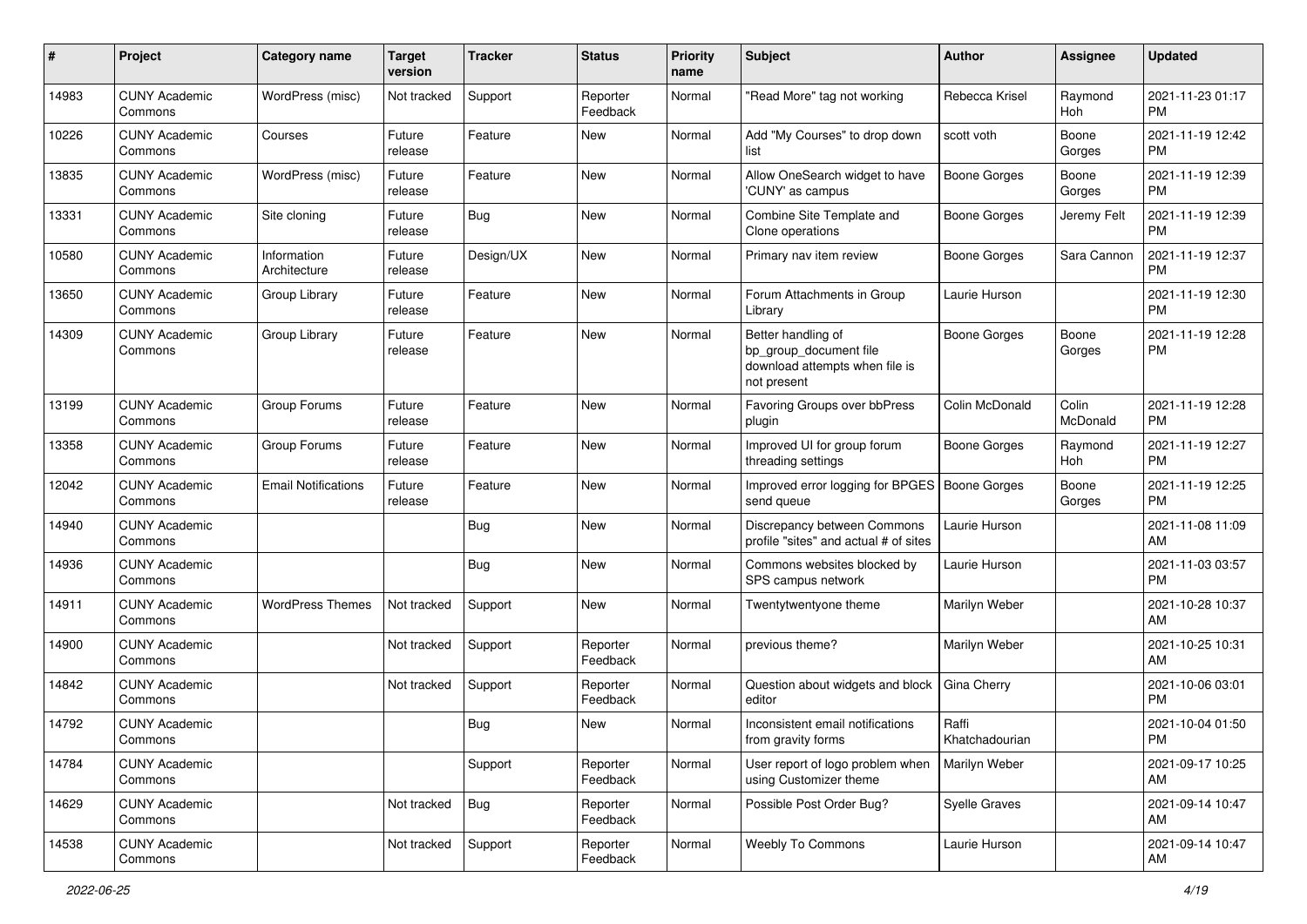| # | Project | Category name | Target version | Tracker | Status | Priority name | Subject | Author | Assignee | Updated |
|---|---|---|---|---|---|---|---|---|---|---|
| 14983 | CUNY Academic Commons | WordPress (misc) | Not tracked | Support | Reporter Feedback | Normal | "Read More" tag not working | Rebecca Krisel | Raymond Hoh | 2021-11-23 01:17 PM |
| 10226 | CUNY Academic Commons | Courses | Future release | Feature | New | Normal | Add "My Courses" to drop down list | scott voth | Boone Gorges | 2021-11-19 12:42 PM |
| 13835 | CUNY Academic Commons | WordPress (misc) | Future release | Feature | New | Normal | Allow OneSearch widget to have 'CUNY' as campus | Boone Gorges | Boone Gorges | 2021-11-19 12:39 PM |
| 13331 | CUNY Academic Commons | Site cloning | Future release | Bug | New | Normal | Combine Site Template and Clone operations | Boone Gorges | Jeremy Felt | 2021-11-19 12:39 PM |
| 10580 | CUNY Academic Commons | Information Architecture | Future release | Design/UX | New | Normal | Primary nav item review | Boone Gorges | Sara Cannon | 2021-11-19 12:37 PM |
| 13650 | CUNY Academic Commons | Group Library | Future release | Feature | New | Normal | Forum Attachments in Group Library | Laurie Hurson | | 2021-11-19 12:30 PM |
| 14309 | CUNY Academic Commons | Group Library | Future release | Feature | New | Normal | Better handling of bp_group_document file download attempts when file is not present | Boone Gorges | Boone Gorges | 2021-11-19 12:28 PM |
| 13199 | CUNY Academic Commons | Group Forums | Future release | Feature | New | Normal | Favoring Groups over bbPress plugin | Colin McDonald | Colin McDonald | 2021-11-19 12:28 PM |
| 13358 | CUNY Academic Commons | Group Forums | Future release | Feature | New | Normal | Improved UI for group forum threading settings | Boone Gorges | Raymond Hoh | 2021-11-19 12:27 PM |
| 12042 | CUNY Academic Commons | Email Notifications | Future release | Feature | New | Normal | Improved error logging for BPGES send queue | Boone Gorges | Boone Gorges | 2021-11-19 12:25 PM |
| 14940 | CUNY Academic Commons | | | Bug | New | Normal | Discrepancy between Commons profile "sites" and actual # of sites | Laurie Hurson | | 2021-11-08 11:09 AM |
| 14936 | CUNY Academic Commons | | | Bug | New | Normal | Commons websites blocked by SPS campus network | Laurie Hurson | | 2021-11-03 03:57 PM |
| 14911 | CUNY Academic Commons | WordPress Themes | Not tracked | Support | New | Normal | Twentytwentyone theme | Marilyn Weber | | 2021-10-28 10:37 AM |
| 14900 | CUNY Academic Commons | | Not tracked | Support | Reporter Feedback | Normal | previous theme? | Marilyn Weber | | 2021-10-25 10:31 AM |
| 14842 | CUNY Academic Commons | | Not tracked | Support | Reporter Feedback | Normal | Question about widgets and block editor | Gina Cherry | | 2021-10-06 03:01 PM |
| 14792 | CUNY Academic Commons | | | Bug | New | Normal | Inconsistent email notifications from gravity forms | Raffi Khatchadourian | | 2021-10-04 01:50 PM |
| 14784 | CUNY Academic Commons | | | Support | Reporter Feedback | Normal | User report of logo problem when using Customizer theme | Marilyn Weber | | 2021-09-17 10:25 AM |
| 14629 | CUNY Academic Commons | | Not tracked | Bug | Reporter Feedback | Normal | Possible Post Order Bug? | Syelle Graves | | 2021-09-14 10:47 AM |
| 14538 | CUNY Academic Commons | | Not tracked | Support | Reporter Feedback | Normal | Weebly To Commons | Laurie Hurson | | 2021-09-14 10:47 AM |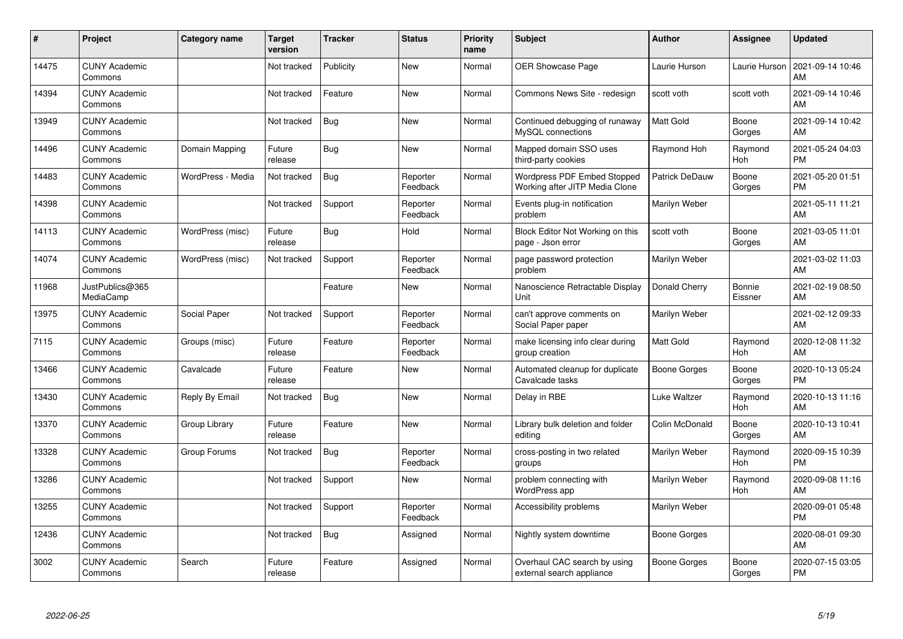| # | Project | Category name | Target version | Tracker | Status | Priority name | Subject | Author | Assignee | Updated |
|---|---|---|---|---|---|---|---|---|---|---|
| 14475 | CUNY Academic Commons | | Not tracked | Publicity | New | Normal | OER Showcase Page | Laurie Hurson | Laurie Hurson | 2021-09-14 10:46 AM |
| 14394 | CUNY Academic Commons | | Not tracked | Feature | New | Normal | Commons News Site - redesign | scott voth | scott voth | 2021-09-14 10:46 AM |
| 13949 | CUNY Academic Commons | | Not tracked | Bug | New | Normal | Continued debugging of runaway MySQL connections | Matt Gold | Boone Gorges | 2021-09-14 10:42 AM |
| 14496 | CUNY Academic Commons | Domain Mapping | Future release | Bug | New | Normal | Mapped domain SSO uses third-party cookies | Raymond Hoh | Raymond Hoh | 2021-05-24 04:03 PM |
| 14483 | CUNY Academic Commons | WordPress - Media | Not tracked | Bug | Reporter Feedback | Normal | Wordpress PDF Embed Stopped Working after JITP Media Clone | Patrick DeDauw | Boone Gorges | 2021-05-20 01:51 PM |
| 14398 | CUNY Academic Commons | | Not tracked | Support | Reporter Feedback | Normal | Events plug-in notification problem | Marilyn Weber | | 2021-05-11 11:21 AM |
| 14113 | CUNY Academic Commons | WordPress (misc) | Future release | Bug | Hold | Normal | Block Editor Not Working on this page - Json error | scott voth | Boone Gorges | 2021-03-05 11:01 AM |
| 14074 | CUNY Academic Commons | WordPress (misc) | Not tracked | Support | Reporter Feedback | Normal | page password protection problem | Marilyn Weber | | 2021-03-02 11:03 AM |
| 11968 | JustPublics@365 MediaCamp | | | Feature | New | Normal | Nanoscience Retractable Display Unit | Donald Cherry | Bonnie Eissner | 2021-02-19 08:50 AM |
| 13975 | CUNY Academic Commons | Social Paper | Not tracked | Support | Reporter Feedback | Normal | can't approve comments on Social Paper paper | Marilyn Weber | | 2021-02-12 09:33 AM |
| 7115 | CUNY Academic Commons | Groups (misc) | Future release | Feature | Reporter Feedback | Normal | make licensing info clear during group creation | Matt Gold | Raymond Hoh | 2020-12-08 11:32 AM |
| 13466 | CUNY Academic Commons | Cavalcade | Future release | Feature | New | Normal | Automated cleanup for duplicate Cavalcade tasks | Boone Gorges | Boone Gorges | 2020-10-13 05:24 PM |
| 13430 | CUNY Academic Commons | Reply By Email | Not tracked | Bug | New | Normal | Delay in RBE | Luke Waltzer | Raymond Hoh | 2020-10-13 11:16 AM |
| 13370 | CUNY Academic Commons | Group Library | Future release | Feature | New | Normal | Library bulk deletion and folder editing | Colin McDonald | Boone Gorges | 2020-10-13 10:41 AM |
| 13328 | CUNY Academic Commons | Group Forums | Not tracked | Bug | Reporter Feedback | Normal | cross-posting in two related groups | Marilyn Weber | Raymond Hoh | 2020-09-15 10:39 PM |
| 13286 | CUNY Academic Commons | | Not tracked | Support | New | Normal | problem connecting with WordPress app | Marilyn Weber | Raymond Hoh | 2020-09-08 11:16 AM |
| 13255 | CUNY Academic Commons | | Not tracked | Support | Reporter Feedback | Normal | Accessibility problems | Marilyn Weber | | 2020-09-01 05:48 PM |
| 12436 | CUNY Academic Commons | | Not tracked | Bug | Assigned | Normal | Nightly system downtime | Boone Gorges | | 2020-08-01 09:30 AM |
| 3002 | CUNY Academic Commons | Search | Future release | Feature | Assigned | Normal | Overhaul CAC search by using external search appliance | Boone Gorges | Boone Gorges | 2020-07-15 03:05 PM |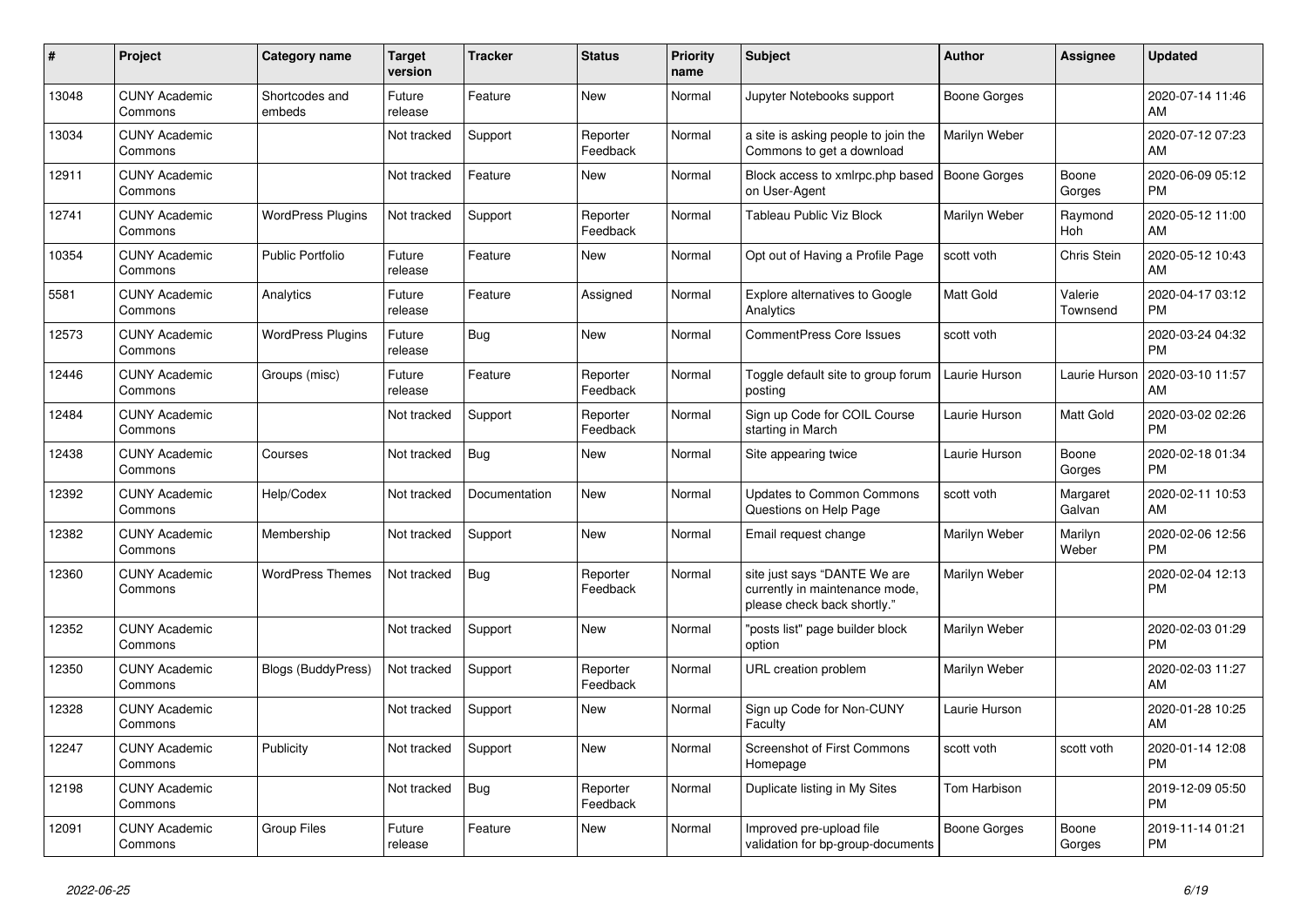| # | Project | Category name | Target version | Tracker | Status | Priority name | Subject | Author | Assignee | Updated |
|---|---|---|---|---|---|---|---|---|---|---|
| 13048 | CUNY Academic Commons | Shortcodes and embeds | Future release | Feature | New | Normal | Jupyter Notebooks support | Boone Gorges | | 2020-07-14 11:46 AM |
| 13034 | CUNY Academic Commons | | Not tracked | Support | Reporter Feedback | Normal | a site is asking people to join the Commons to get a download | Marilyn Weber | | 2020-07-12 07:23 AM |
| 12911 | CUNY Academic Commons | | Not tracked | Feature | New | Normal | Block access to xmlrpc.php based on User-Agent | Boone Gorges | Boone Gorges | 2020-06-09 05:12 PM |
| 12741 | CUNY Academic Commons | WordPress Plugins | Not tracked | Support | Reporter Feedback | Normal | Tableau Public Viz Block | Marilyn Weber | Raymond Hoh | 2020-05-12 11:00 AM |
| 10354 | CUNY Academic Commons | Public Portfolio | Future release | Feature | New | Normal | Opt out of Having a Profile Page | scott voth | Chris Stein | 2020-05-12 10:43 AM |
| 5581 | CUNY Academic Commons | Analytics | Future release | Feature | Assigned | Normal | Explore alternatives to Google Analytics | Matt Gold | Valerie Townsend | 2020-04-17 03:12 PM |
| 12573 | CUNY Academic Commons | WordPress Plugins | Future release | Bug | New | Normal | CommentPress Core Issues | scott voth | | 2020-03-24 04:32 PM |
| 12446 | CUNY Academic Commons | Groups (misc) | Future release | Feature | Reporter Feedback | Normal | Toggle default site to group forum posting | Laurie Hurson | Laurie Hurson | 2020-03-10 11:57 AM |
| 12484 | CUNY Academic Commons | | Not tracked | Support | Reporter Feedback | Normal | Sign up Code for COIL Course starting in March | Laurie Hurson | Matt Gold | 2020-03-02 02:26 PM |
| 12438 | CUNY Academic Commons | Courses | Not tracked | Bug | New | Normal | Site appearing twice | Laurie Hurson | Boone Gorges | 2020-02-18 01:34 PM |
| 12392 | CUNY Academic Commons | Help/Codex | Not tracked | Documentation | New | Normal | Updates to Common Commons Questions on Help Page | scott voth | Margaret Galvan | 2020-02-11 10:53 AM |
| 12382 | CUNY Academic Commons | Membership | Not tracked | Support | New | Normal | Email request change | Marilyn Weber | Marilyn Weber | 2020-02-06 12:56 PM |
| 12360 | CUNY Academic Commons | WordPress Themes | Not tracked | Bug | Reporter Feedback | Normal | site just says "DANTE We are currently in maintenance mode, please check back shortly." | Marilyn Weber | | 2020-02-04 12:13 PM |
| 12352 | CUNY Academic Commons | | Not tracked | Support | New | Normal | "posts list" page builder block option | Marilyn Weber | | 2020-02-03 01:29 PM |
| 12350 | CUNY Academic Commons | Blogs (BuddyPress) | Not tracked | Support | Reporter Feedback | Normal | URL creation problem | Marilyn Weber | | 2020-02-03 11:27 AM |
| 12328 | CUNY Academic Commons | | Not tracked | Support | New | Normal | Sign up Code for Non-CUNY Faculty | Laurie Hurson | | 2020-01-28 10:25 AM |
| 12247 | CUNY Academic Commons | Publicity | Not tracked | Support | New | Normal | Screenshot of First Commons Homepage | scott voth | scott voth | 2020-01-14 12:08 PM |
| 12198 | CUNY Academic Commons | | Not tracked | Bug | Reporter Feedback | Normal | Duplicate listing in My Sites | Tom Harbison | | 2019-12-09 05:50 PM |
| 12091 | CUNY Academic Commons | Group Files | Future release | Feature | New | Normal | Improved pre-upload file validation for bp-group-documents | Boone Gorges | Boone Gorges | 2019-11-14 01:21 PM |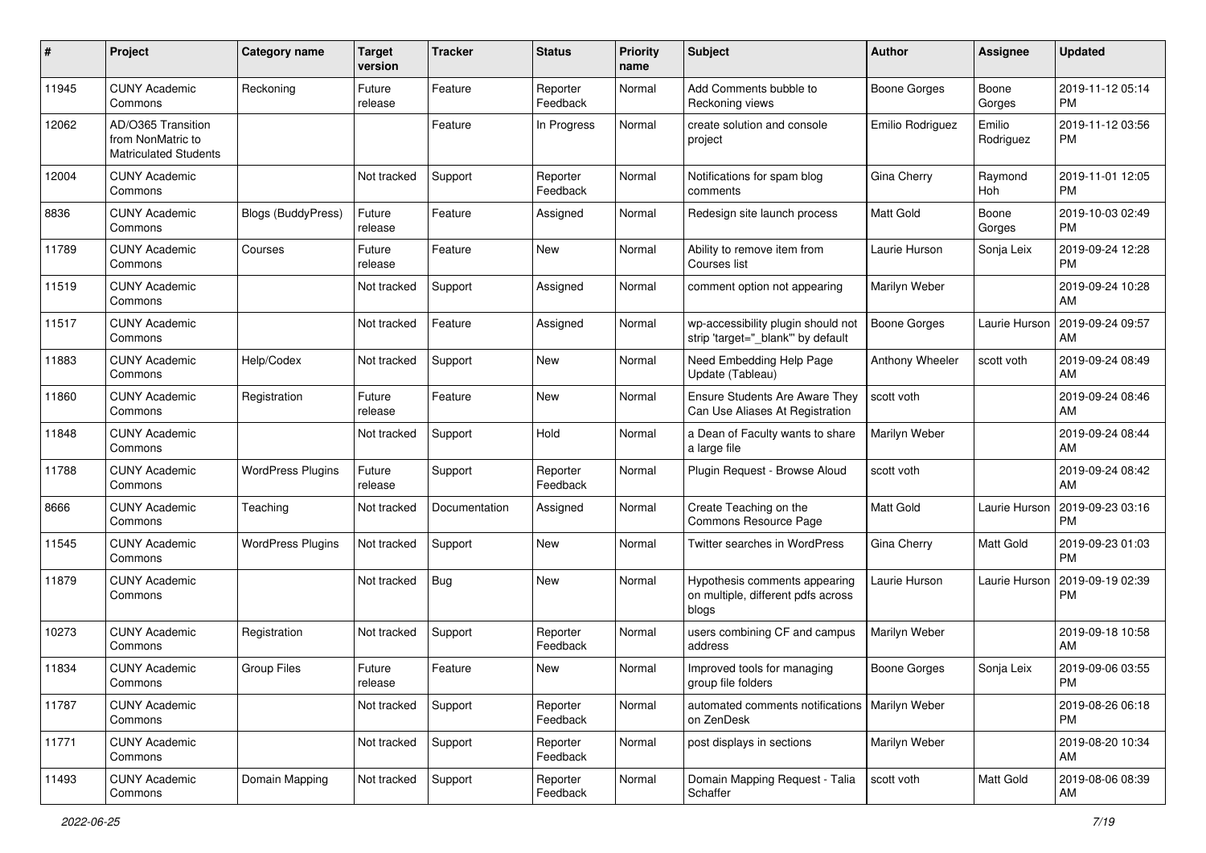| # | Project | Category name | Target version | Tracker | Status | Priority name | Subject | Author | Assignee | Updated |
|---|---|---|---|---|---|---|---|---|---|---|
| 11945 | CUNY Academic Commons | Reckoning | Future release | Feature | Reporter Feedback | Normal | Add Comments bubble to Reckoning views | Boone Gorges | Boone Gorges | 2019-11-12 05:14 PM |
| 12062 | AD/O365 Transition from NonMatric to Matriculated Students | | | Feature | In Progress | Normal | create solution and console project | Emilio Rodriguez | Emilio Rodriguez | 2019-11-12 03:56 PM |
| 12004 | CUNY Academic Commons | | Not tracked | Support | Reporter Feedback | Normal | Notifications for spam blog comments | Gina Cherry | Raymond Hoh | 2019-11-01 12:05 PM |
| 8836 | CUNY Academic Commons | Blogs (BuddyPress) | Future release | Feature | Assigned | Normal | Redesign site launch process | Matt Gold | Boone Gorges | 2019-10-03 02:49 PM |
| 11789 | CUNY Academic Commons | Courses | Future release | Feature | New | Normal | Ability to remove item from Courses list | Laurie Hurson | Sonja Leix | 2019-09-24 12:28 PM |
| 11519 | CUNY Academic Commons | | Not tracked | Support | Assigned | Normal | comment option not appearing | Marilyn Weber | | 2019-09-24 10:28 AM |
| 11517 | CUNY Academic Commons | | Not tracked | Feature | Assigned | Normal | wp-accessibility plugin should not strip 'target="_blank"' by default | Boone Gorges | Laurie Hurson | 2019-09-24 09:57 AM |
| 11883 | CUNY Academic Commons | Help/Codex | Not tracked | Support | New | Normal | Need Embedding Help Page Update (Tableau) | Anthony Wheeler | scott voth | 2019-09-24 08:49 AM |
| 11860 | CUNY Academic Commons | Registration | Future release | Feature | New | Normal | Ensure Students Are Aware They Can Use Aliases At Registration | scott voth | | 2019-09-24 08:46 AM |
| 11848 | CUNY Academic Commons | | Not tracked | Support | Hold | Normal | a Dean of Faculty wants to share a large file | Marilyn Weber | | 2019-09-24 08:44 AM |
| 11788 | CUNY Academic Commons | WordPress Plugins | Future release | Support | Reporter Feedback | Normal | Plugin Request - Browse Aloud | scott voth | | 2019-09-24 08:42 AM |
| 8666 | CUNY Academic Commons | Teaching | Not tracked | Documentation | Assigned | Normal | Create Teaching on the Commons Resource Page | Matt Gold | Laurie Hurson | 2019-09-23 03:16 PM |
| 11545 | CUNY Academic Commons | WordPress Plugins | Not tracked | Support | New | Normal | Twitter searches in WordPress | Gina Cherry | Matt Gold | 2019-09-23 01:03 PM |
| 11879 | CUNY Academic Commons | | Not tracked | Bug | New | Normal | Hypothesis comments appearing on multiple, different pdfs across blogs | Laurie Hurson | Laurie Hurson | 2019-09-19 02:39 PM |
| 10273 | CUNY Academic Commons | Registration | Not tracked | Support | Reporter Feedback | Normal | users combining CF and campus address | Marilyn Weber | | 2019-09-18 10:58 AM |
| 11834 | CUNY Academic Commons | Group Files | Future release | Feature | New | Normal | Improved tools for managing group file folders | Boone Gorges | Sonja Leix | 2019-09-06 03:55 PM |
| 11787 | CUNY Academic Commons | | Not tracked | Support | Reporter Feedback | Normal | automated comments notifications on ZenDesk | Marilyn Weber | | 2019-08-26 06:18 PM |
| 11771 | CUNY Academic Commons | | Not tracked | Support | Reporter Feedback | Normal | post displays in sections | Marilyn Weber | | 2019-08-20 10:34 AM |
| 11493 | CUNY Academic Commons | Domain Mapping | Not tracked | Support | Reporter Feedback | Normal | Domain Mapping Request - Talia Schaffer | scott voth | Matt Gold | 2019-08-06 08:39 AM |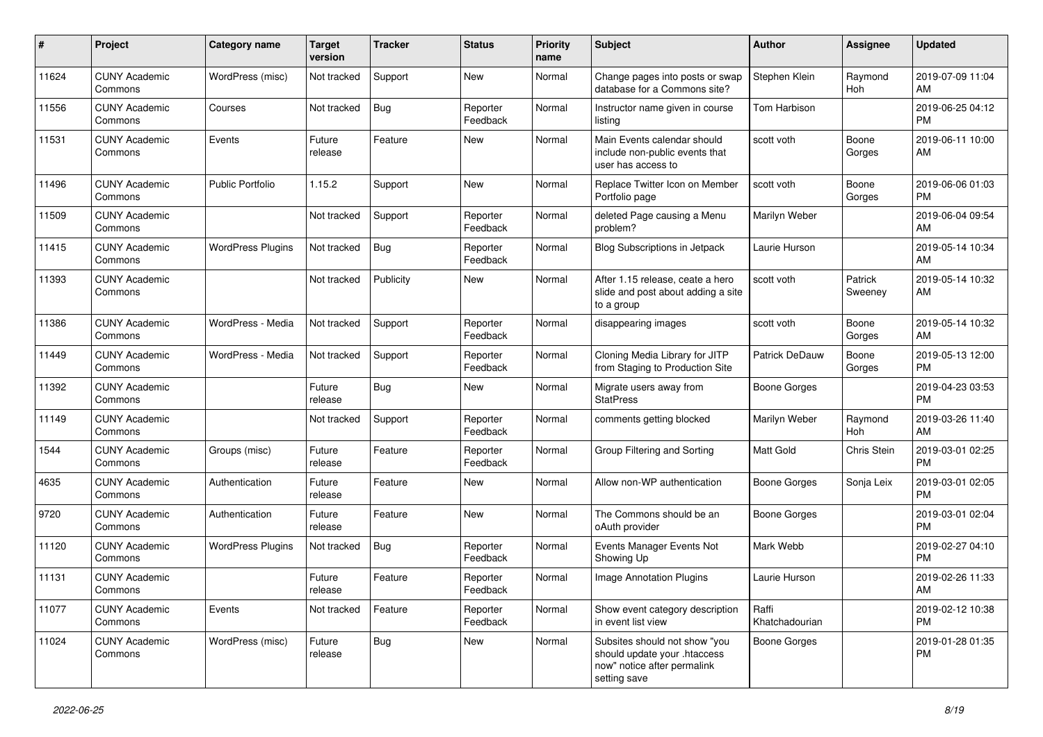| # | Project | Category name | Target version | Tracker | Status | Priority name | Subject | Author | Assignee | Updated |
|---|---|---|---|---|---|---|---|---|---|---|
| 11624 | CUNY Academic Commons | WordPress (misc) | Not tracked | Support | New | Normal | Change pages into posts or swap database for a Commons site? | Stephen Klein | Raymond Hoh | 2019-07-09 11:04 AM |
| 11556 | CUNY Academic Commons | Courses | Not tracked | Bug | Reporter Feedback | Normal | Instructor name given in course listing | Tom Harbison | | 2019-06-25 04:12 PM |
| 11531 | CUNY Academic Commons | Events | Future release | Feature | New | Normal | Main Events calendar should include non-public events that user has access to | scott voth | Boone Gorges | 2019-06-11 10:00 AM |
| 11496 | CUNY Academic Commons | Public Portfolio | 1.15.2 | Support | New | Normal | Replace Twitter Icon on Member Portfolio page | scott voth | Boone Gorges | 2019-06-06 01:03 PM |
| 11509 | CUNY Academic Commons | | Not tracked | Support | Reporter Feedback | Normal | deleted Page causing a Menu problem? | Marilyn Weber | | 2019-06-04 09:54 AM |
| 11415 | CUNY Academic Commons | WordPress Plugins | Not tracked | Bug | Reporter Feedback | Normal | Blog Subscriptions in Jetpack | Laurie Hurson | | 2019-05-14 10:34 AM |
| 11393 | CUNY Academic Commons | | Not tracked | Publicity | New | Normal | After 1.15 release, ceate a hero slide and post about adding a site to a group | scott voth | Patrick Sweeney | 2019-05-14 10:32 AM |
| 11386 | CUNY Academic Commons | WordPress - Media | Not tracked | Support | Reporter Feedback | Normal | disappearing images | scott voth | Boone Gorges | 2019-05-14 10:32 AM |
| 11449 | CUNY Academic Commons | WordPress - Media | Not tracked | Support | Reporter Feedback | Normal | Cloning Media Library for JITP from Staging to Production Site | Patrick DeDauw | Boone Gorges | 2019-05-13 12:00 PM |
| 11392 | CUNY Academic Commons | | Future release | Bug | New | Normal | Migrate users away from StatPress | Boone Gorges | | 2019-04-23 03:53 PM |
| 11149 | CUNY Academic Commons | | Not tracked | Support | Reporter Feedback | Normal | comments getting blocked | Marilyn Weber | Raymond Hoh | 2019-03-26 11:40 AM |
| 1544 | CUNY Academic Commons | Groups (misc) | Future release | Feature | Reporter Feedback | Normal | Group Filtering and Sorting | Matt Gold | Chris Stein | 2019-03-01 02:25 PM |
| 4635 | CUNY Academic Commons | Authentication | Future release | Feature | New | Normal | Allow non-WP authentication | Boone Gorges | Sonja Leix | 2019-03-01 02:05 PM |
| 9720 | CUNY Academic Commons | Authentication | Future release | Feature | New | Normal | The Commons should be an oAuth provider | Boone Gorges | | 2019-03-01 02:04 PM |
| 11120 | CUNY Academic Commons | WordPress Plugins | Not tracked | Bug | Reporter Feedback | Normal | Events Manager Events Not Showing Up | Mark Webb | | 2019-02-27 04:10 PM |
| 11131 | CUNY Academic Commons | | Future release | Feature | Reporter Feedback | Normal | Image Annotation Plugins | Laurie Hurson | | 2019-02-26 11:33 AM |
| 11077 | CUNY Academic Commons | Events | Not tracked | Feature | Reporter Feedback | Normal | Show event category description in event list view | Raffi Khatchadourian | | 2019-02-12 10:38 PM |
| 11024 | CUNY Academic Commons | WordPress (misc) | Future release | Bug | New | Normal | Subsites should not show "you should update your .htaccess now" notice after permalink setting save | Boone Gorges | | 2019-01-28 01:35 PM |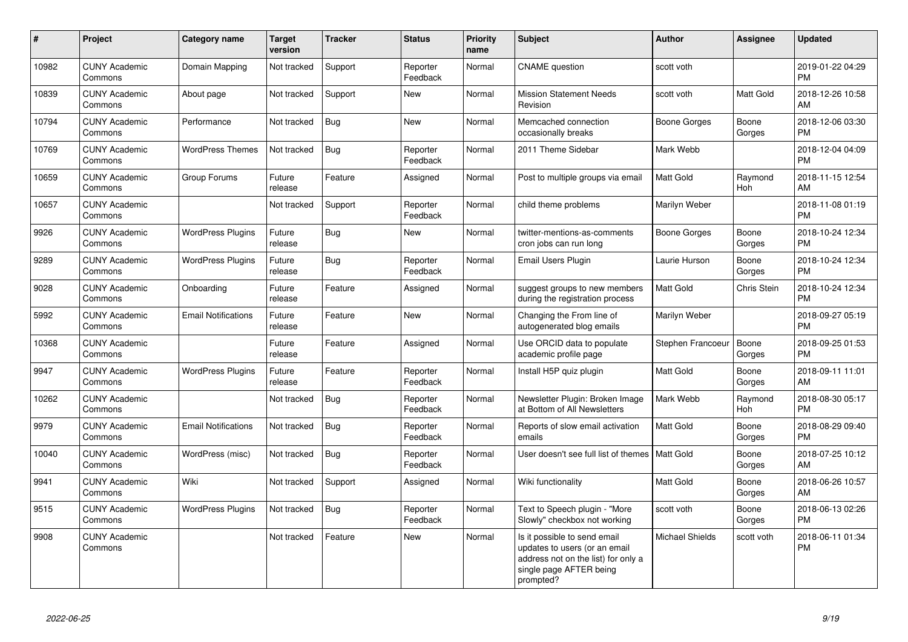| # | Project | Category name | Target version | Tracker | Status | Priority name | Subject | Author | Assignee | Updated |
|---|---|---|---|---|---|---|---|---|---|---|
| 10982 | CUNY Academic Commons | Domain Mapping | Not tracked | Support | Reporter Feedback | Normal | CNAME question | scott voth | | 2019-01-22 04:29 PM |
| 10839 | CUNY Academic Commons | About page | Not tracked | Support | New | Normal | Mission Statement Needs Revision | scott voth | Matt Gold | 2018-12-26 10:58 AM |
| 10794 | CUNY Academic Commons | Performance | Not tracked | Bug | New | Normal | Memcached connection occasionally breaks | Boone Gorges | Boone Gorges | 2018-12-06 03:30 PM |
| 10769 | CUNY Academic Commons | WordPress Themes | Not tracked | Bug | Reporter Feedback | Normal | 2011 Theme Sidebar | Mark Webb | | 2018-12-04 04:09 PM |
| 10659 | CUNY Academic Commons | Group Forums | Future release | Feature | Assigned | Normal | Post to multiple groups via email | Matt Gold | Raymond Hoh | 2018-11-15 12:54 AM |
| 10657 | CUNY Academic Commons | | Not tracked | Support | Reporter Feedback | Normal | child theme problems | Marilyn Weber | | 2018-11-08 01:19 PM |
| 9926 | CUNY Academic Commons | WordPress Plugins | Future release | Bug | New | Normal | twitter-mentions-as-comments cron jobs can run long | Boone Gorges | Boone Gorges | 2018-10-24 12:34 PM |
| 9289 | CUNY Academic Commons | WordPress Plugins | Future release | Bug | Reporter Feedback | Normal | Email Users Plugin | Laurie Hurson | Boone Gorges | 2018-10-24 12:34 PM |
| 9028 | CUNY Academic Commons | Onboarding | Future release | Feature | Assigned | Normal | suggest groups to new members during the registration process | Matt Gold | Chris Stein | 2018-10-24 12:34 PM |
| 5992 | CUNY Academic Commons | Email Notifications | Future release | Feature | New | Normal | Changing the From line of autogenerated blog emails | Marilyn Weber | | 2018-09-27 05:19 PM |
| 10368 | CUNY Academic Commons | | Future release | Feature | Assigned | Normal | Use ORCID data to populate academic profile page | Stephen Francoeur | Boone Gorges | 2018-09-25 01:53 PM |
| 9947 | CUNY Academic Commons | WordPress Plugins | Future release | Feature | Reporter Feedback | Normal | Install H5P quiz plugin | Matt Gold | Boone Gorges | 2018-09-11 11:01 AM |
| 10262 | CUNY Academic Commons | | Not tracked | Bug | Reporter Feedback | Normal | Newsletter Plugin: Broken Image at Bottom of All Newsletters | Mark Webb | Raymond Hoh | 2018-08-30 05:17 PM |
| 9979 | CUNY Academic Commons | Email Notifications | Not tracked | Bug | Reporter Feedback | Normal | Reports of slow email activation emails | Matt Gold | Boone Gorges | 2018-08-29 09:40 PM |
| 10040 | CUNY Academic Commons | WordPress (misc) | Not tracked | Bug | Reporter Feedback | Normal | User doesn't see full list of themes | Matt Gold | Boone Gorges | 2018-07-25 10:12 AM |
| 9941 | CUNY Academic Commons | Wiki | Not tracked | Support | Assigned | Normal | Wiki functionality | Matt Gold | Boone Gorges | 2018-06-26 10:57 AM |
| 9515 | CUNY Academic Commons | WordPress Plugins | Not tracked | Bug | Reporter Feedback | Normal | Text to Speech plugin - "More Slowly" checkbox not working | scott voth | Boone Gorges | 2018-06-13 02:26 PM |
| 9908 | CUNY Academic Commons | | Not tracked | Feature | New | Normal | Is it possible to send email updates to users (or an email address not on the list) for only a single page AFTER being prompted? | Michael Shields | scott voth | 2018-06-11 01:34 PM |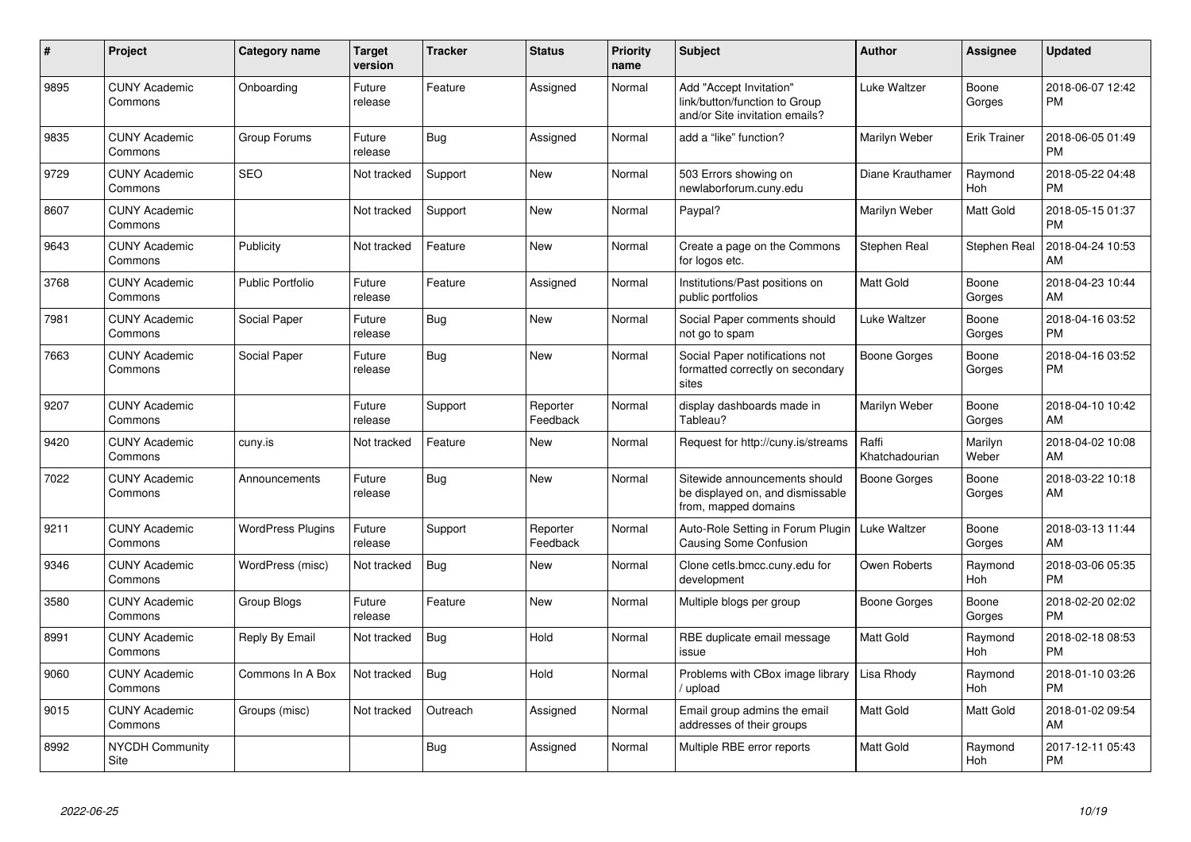| # | Project | Category name | Target version | Tracker | Status | Priority name | Subject | Author | Assignee | Updated |
|---|---|---|---|---|---|---|---|---|---|---|
| 9895 | CUNY Academic Commons | Onboarding | Future release | Feature | Assigned | Normal | Add "Accept Invitation" link/button/function to Group and/or Site invitation emails? | Luke Waltzer | Boone Gorges | 2018-06-07 12:42 PM |
| 9835 | CUNY Academic Commons | Group Forums | Future release | Bug | Assigned | Normal | add a "like" function? | Marilyn Weber | Erik Trainer | 2018-06-05 01:49 PM |
| 9729 | CUNY Academic Commons | SEO | Not tracked | Support | New | Normal | 503 Errors showing on newlaborforum.cuny.edu | Diane Krauthamer | Raymond Hoh | 2018-05-22 04:48 PM |
| 8607 | CUNY Academic Commons | | Not tracked | Support | New | Normal | Paypal? | Marilyn Weber | Matt Gold | 2018-05-15 01:37 PM |
| 9643 | CUNY Academic Commons | Publicity | Not tracked | Feature | New | Normal | Create a page on the Commons for logos etc. | Stephen Real | Stephen Real | 2018-04-24 10:53 AM |
| 3768 | CUNY Academic Commons | Public Portfolio | Future release | Feature | Assigned | Normal | Institutions/Past positions on public portfolios | Matt Gold | Boone Gorges | 2018-04-23 10:44 AM |
| 7981 | CUNY Academic Commons | Social Paper | Future release | Bug | New | Normal | Social Paper comments should not go to spam | Luke Waltzer | Boone Gorges | 2018-04-16 03:52 PM |
| 7663 | CUNY Academic Commons | Social Paper | Future release | Bug | New | Normal | Social Paper notifications not formatted correctly on secondary sites | Boone Gorges | Boone Gorges | 2018-04-16 03:52 PM |
| 9207 | CUNY Academic Commons | | Future release | Support | Reporter Feedback | Normal | display dashboards made in Tableau? | Marilyn Weber | Boone Gorges | 2018-04-10 10:42 AM |
| 9420 | CUNY Academic Commons | cuny.is | Not tracked | Feature | New | Normal | Request for http://cuny.is/streams | Raffi Khatchadourian | Marilyn Weber | 2018-04-02 10:08 AM |
| 7022 | CUNY Academic Commons | Announcements | Future release | Bug | New | Normal | Sitewide announcements should be displayed on, and dismissable from, mapped domains | Boone Gorges | Boone Gorges | 2018-03-22 10:18 AM |
| 9211 | CUNY Academic Commons | WordPress Plugins | Future release | Support | Reporter Feedback | Normal | Auto-Role Setting in Forum Plugin Causing Some Confusion | Luke Waltzer | Boone Gorges | 2018-03-13 11:44 AM |
| 9346 | CUNY Academic Commons | WordPress (misc) | Not tracked | Bug | New | Normal | Clone cetls.bmcc.cuny.edu for development | Owen Roberts | Raymond Hoh | 2018-03-06 05:35 PM |
| 3580 | CUNY Academic Commons | Group Blogs | Future release | Feature | New | Normal | Multiple blogs per group | Boone Gorges | Boone Gorges | 2018-02-20 02:02 PM |
| 8991 | CUNY Academic Commons | Reply By Email | Not tracked | Bug | Hold | Normal | RBE duplicate email message issue | Matt Gold | Raymond Hoh | 2018-02-18 08:53 PM |
| 9060 | CUNY Academic Commons | Commons In A Box | Not tracked | Bug | Hold | Normal | Problems with CBox image library / upload | Lisa Rhody | Raymond Hoh | 2018-01-10 03:26 PM |
| 9015 | CUNY Academic Commons | Groups (misc) | Not tracked | Outreach | Assigned | Normal | Email group admins the email addresses of their groups | Matt Gold | Matt Gold | 2018-01-02 09:54 AM |
| 8992 | NYCDH Community Site | | | Bug | Assigned | Normal | Multiple RBE error reports | Matt Gold | Raymond Hoh | 2017-12-11 05:43 PM |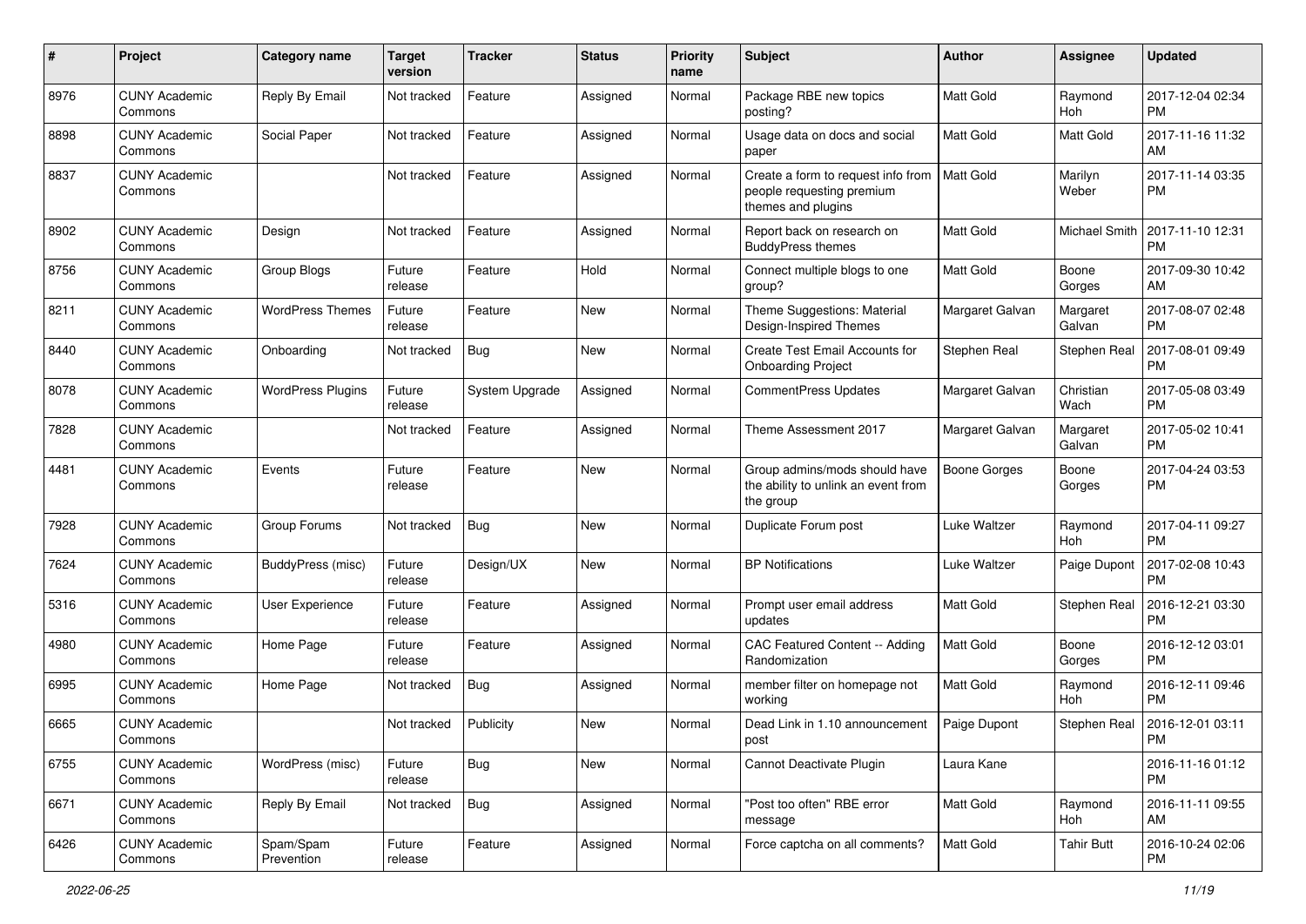| # | Project | Category name | Target version | Tracker | Status | Priority name | Subject | Author | Assignee | Updated |
|---|---|---|---|---|---|---|---|---|---|---|
| 8976 | CUNY Academic Commons | Reply By Email | Not tracked | Feature | Assigned | Normal | Package RBE new topics posting? | Matt Gold | Raymond Hoh | 2017-12-04 02:34 PM |
| 8898 | CUNY Academic Commons | Social Paper | Not tracked | Feature | Assigned | Normal | Usage data on docs and social paper | Matt Gold | Matt Gold | 2017-11-16 11:32 AM |
| 8837 | CUNY Academic Commons | | Not tracked | Feature | Assigned | Normal | Create a form to request info from people requesting premium themes and plugins | Matt Gold | Marilyn Weber | 2017-11-14 03:35 PM |
| 8902 | CUNY Academic Commons | Design | Not tracked | Feature | Assigned | Normal | Report back on research on BuddyPress themes | Matt Gold | Michael Smith | 2017-11-10 12:31 PM |
| 8756 | CUNY Academic Commons | Group Blogs | Future release | Feature | Hold | Normal | Connect multiple blogs to one group? | Matt Gold | Boone Gorges | 2017-09-30 10:42 AM |
| 8211 | CUNY Academic Commons | WordPress Themes | Future release | Feature | New | Normal | Theme Suggestions: Material Design-Inspired Themes | Margaret Galvan | Margaret Galvan | 2017-08-07 02:48 PM |
| 8440 | CUNY Academic Commons | Onboarding | Not tracked | Bug | New | Normal | Create Test Email Accounts for Onboarding Project | Stephen Real | Stephen Real | 2017-08-01 09:49 PM |
| 8078 | CUNY Academic Commons | WordPress Plugins | Future release | System Upgrade | Assigned | Normal | CommentPress Updates | Margaret Galvan | Christian Wach | 2017-05-08 03:49 PM |
| 7828 | CUNY Academic Commons | | Not tracked | Feature | Assigned | Normal | Theme Assessment 2017 | Margaret Galvan | Margaret Galvan | 2017-05-02 10:41 PM |
| 4481 | CUNY Academic Commons | Events | Future release | Feature | New | Normal | Group admins/mods should have the ability to unlink an event from the group | Boone Gorges | Boone Gorges | 2017-04-24 03:53 PM |
| 7928 | CUNY Academic Commons | Group Forums | Not tracked | Bug | New | Normal | Duplicate Forum post | Luke Waltzer | Raymond Hoh | 2017-04-11 09:27 PM |
| 7624 | CUNY Academic Commons | BuddyPress (misc) | Future release | Design/UX | New | Normal | BP Notifications | Luke Waltzer | Paige Dupont | 2017-02-08 10:43 PM |
| 5316 | CUNY Academic Commons | User Experience | Future release | Feature | Assigned | Normal | Prompt user email address updates | Matt Gold | Stephen Real | 2016-12-21 03:30 PM |
| 4980 | CUNY Academic Commons | Home Page | Future release | Feature | Assigned | Normal | CAC Featured Content -- Adding Randomization | Matt Gold | Boone Gorges | 2016-12-12 03:01 PM |
| 6995 | CUNY Academic Commons | Home Page | Not tracked | Bug | Assigned | Normal | member filter on homepage not working | Matt Gold | Raymond Hoh | 2016-12-11 09:46 PM |
| 6665 | CUNY Academic Commons | | Not tracked | Publicity | New | Normal | Dead Link in 1.10 announcement post | Paige Dupont | Stephen Real | 2016-12-01 03:11 PM |
| 6755 | CUNY Academic Commons | WordPress (misc) | Future release | Bug | New | Normal | Cannot Deactivate Plugin | Laura Kane | | 2016-11-16 01:12 PM |
| 6671 | CUNY Academic Commons | Reply By Email | Not tracked | Bug | Assigned | Normal | "Post too often" RBE error message | Matt Gold | Raymond Hoh | 2016-11-11 09:55 AM |
| 6426 | CUNY Academic Commons | Spam/Spam Prevention | Future release | Feature | Assigned | Normal | Force captcha on all comments? | Matt Gold | Tahir Butt | 2016-10-24 02:06 PM |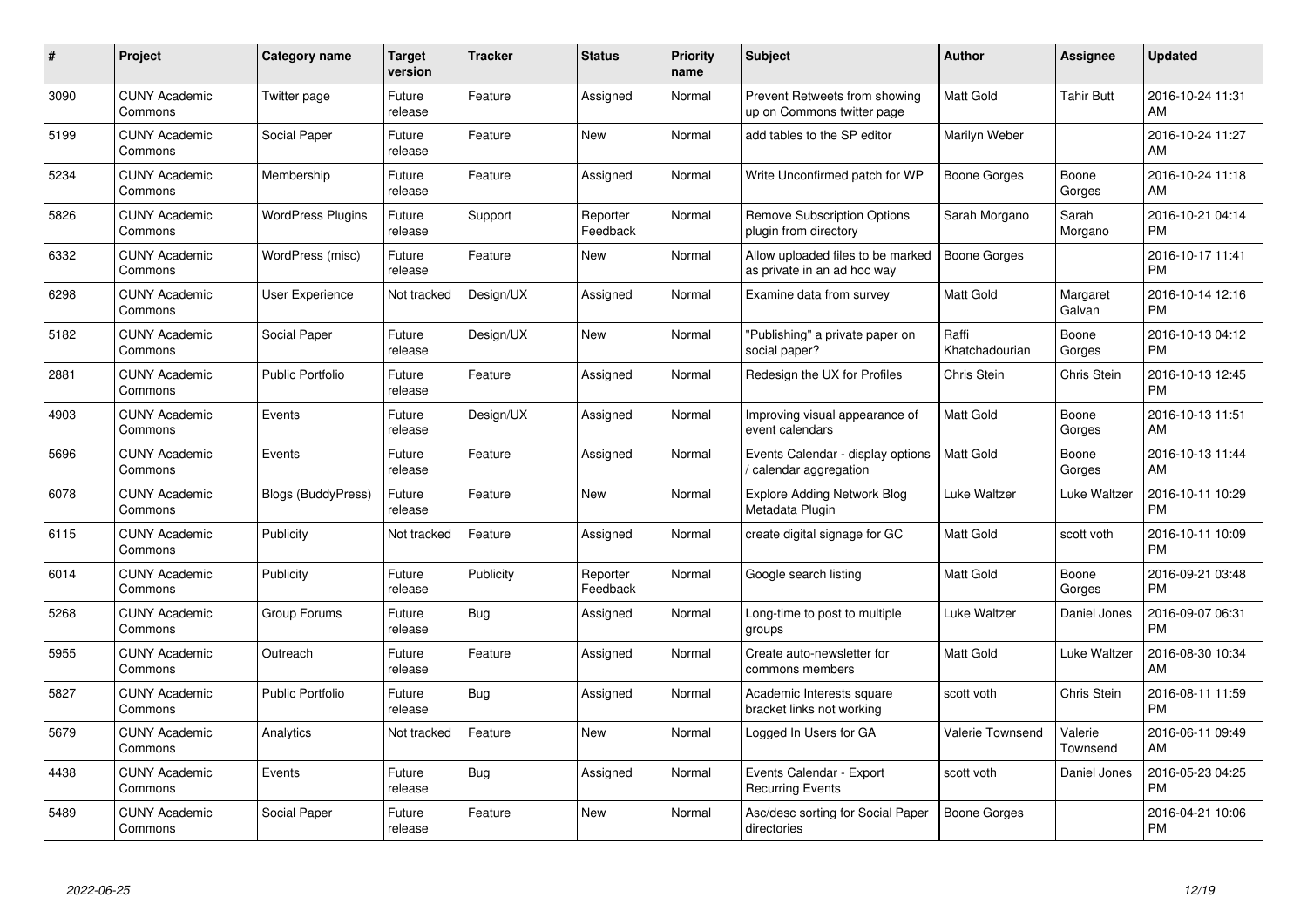| # | Project | Category name | Target version | Tracker | Status | Priority name | Subject | Author | Assignee | Updated |
|---|---|---|---|---|---|---|---|---|---|---|
| 3090 | CUNY Academic Commons | Twitter page | Future release | Feature | Assigned | Normal | Prevent Retweets from showing up on Commons twitter page | Matt Gold | Tahir Butt | 2016-10-24 11:31 AM |
| 5199 | CUNY Academic Commons | Social Paper | Future release | Feature | New | Normal | add tables to the SP editor | Marilyn Weber | | 2016-10-24 11:27 AM |
| 5234 | CUNY Academic Commons | Membership | Future release | Feature | Assigned | Normal | Write Unconfirmed patch for WP | Boone Gorges | Boone Gorges | 2016-10-24 11:18 AM |
| 5826 | CUNY Academic Commons | WordPress Plugins | Future release | Support | Reporter Feedback | Normal | Remove Subscription Options plugin from directory | Sarah Morgano | Sarah Morgano | 2016-10-21 04:14 PM |
| 6332 | CUNY Academic Commons | WordPress (misc) | Future release | Feature | New | Normal | Allow uploaded files to be marked as private in an ad hoc way | Boone Gorges | | 2016-10-17 11:41 PM |
| 6298 | CUNY Academic Commons | User Experience | Not tracked | Design/UX | Assigned | Normal | Examine data from survey | Matt Gold | Margaret Galvan | 2016-10-14 12:16 PM |
| 5182 | CUNY Academic Commons | Social Paper | Future release | Design/UX | New | Normal | "Publishing" a private paper on social paper? | Raffi Khatchadourian | Boone Gorges | 2016-10-13 04:12 PM |
| 2881 | CUNY Academic Commons | Public Portfolio | Future release | Feature | Assigned | Normal | Redesign the UX for Profiles | Chris Stein | Chris Stein | 2016-10-13 12:45 PM |
| 4903 | CUNY Academic Commons | Events | Future release | Design/UX | Assigned | Normal | Improving visual appearance of event calendars | Matt Gold | Boone Gorges | 2016-10-13 11:51 AM |
| 5696 | CUNY Academic Commons | Events | Future release | Feature | Assigned | Normal | Events Calendar - display options / calendar aggregation | Matt Gold | Boone Gorges | 2016-10-13 11:44 AM |
| 6078 | CUNY Academic Commons | Blogs (BuddyPress) | Future release | Feature | New | Normal | Explore Adding Network Blog Metadata Plugin | Luke Waltzer | Luke Waltzer | 2016-10-11 10:29 PM |
| 6115 | CUNY Academic Commons | Publicity | Not tracked | Feature | Assigned | Normal | create digital signage for GC | Matt Gold | scott voth | 2016-10-11 10:09 PM |
| 6014 | CUNY Academic Commons | Publicity | Future release | Publicity | Reporter Feedback | Normal | Google search listing | Matt Gold | Boone Gorges | 2016-09-21 03:48 PM |
| 5268 | CUNY Academic Commons | Group Forums | Future release | Bug | Assigned | Normal | Long-time to post to multiple groups | Luke Waltzer | Daniel Jones | 2016-09-07 06:31 PM |
| 5955 | CUNY Academic Commons | Outreach | Future release | Feature | Assigned | Normal | Create auto-newsletter for commons members | Matt Gold | Luke Waltzer | 2016-08-30 10:34 AM |
| 5827 | CUNY Academic Commons | Public Portfolio | Future release | Bug | Assigned | Normal | Academic Interests square bracket links not working | scott voth | Chris Stein | 2016-08-11 11:59 PM |
| 5679 | CUNY Academic Commons | Analytics | Not tracked | Feature | New | Normal | Logged In Users for GA | Valerie Townsend | Valerie Townsend | 2016-06-11 09:49 AM |
| 4438 | CUNY Academic Commons | Events | Future release | Bug | Assigned | Normal | Events Calendar - Export Recurring Events | scott voth | Daniel Jones | 2016-05-23 04:25 PM |
| 5489 | CUNY Academic Commons | Social Paper | Future release | Feature | New | Normal | Asc/desc sorting for Social Paper directories | Boone Gorges | | 2016-04-21 10:06 PM |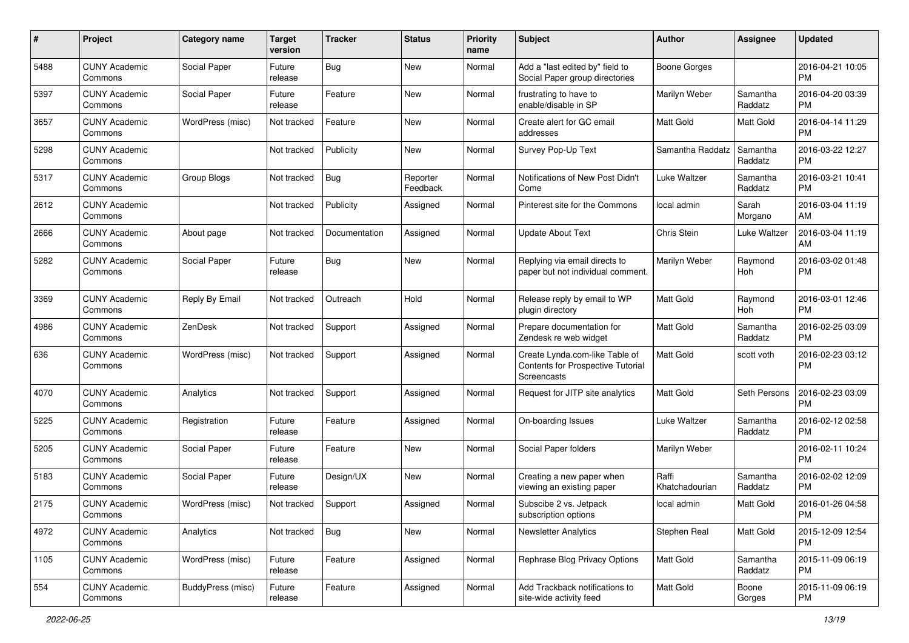| # | Project | Category name | Target version | Tracker | Status | Priority name | Subject | Author | Assignee | Updated |
|---|---|---|---|---|---|---|---|---|---|---|
| 5488 | CUNY Academic Commons | Social Paper | Future release | Bug | New | Normal | Add a "last edited by" field to Social Paper group directories | Boone Gorges | | 2016-04-21 10:05 PM |
| 5397 | CUNY Academic Commons | Social Paper | Future release | Feature | New | Normal | frustrating to have to enable/disable in SP | Marilyn Weber | Samantha Raddatz | 2016-04-20 03:39 PM |
| 3657 | CUNY Academic Commons | WordPress (misc) | Not tracked | Feature | New | Normal | Create alert for GC email addresses | Matt Gold | Matt Gold | 2016-04-14 11:29 PM |
| 5298 | CUNY Academic Commons | | Not tracked | Publicity | New | Normal | Survey Pop-Up Text | Samantha Raddatz | Samantha Raddatz | 2016-03-22 12:27 PM |
| 5317 | CUNY Academic Commons | Group Blogs | Not tracked | Bug | Reporter Feedback | Normal | Notifications of New Post Didn't Come | Luke Waltzer | Samantha Raddatz | 2016-03-21 10:41 PM |
| 2612 | CUNY Academic Commons | | Not tracked | Publicity | Assigned | Normal | Pinterest site for the Commons | local admin | Sarah Morgano | 2016-03-04 11:19 AM |
| 2666 | CUNY Academic Commons | About page | Not tracked | Documentation | Assigned | Normal | Update About Text | Chris Stein | Luke Waltzer | 2016-03-04 11:19 AM |
| 5282 | CUNY Academic Commons | Social Paper | Future release | Bug | New | Normal | Replying via email directs to paper but not individual comment. | Marilyn Weber | Raymond Hoh | 2016-03-02 01:48 PM |
| 3369 | CUNY Academic Commons | Reply By Email | Not tracked | Outreach | Hold | Normal | Release reply by email to WP plugin directory | Matt Gold | Raymond Hoh | 2016-03-01 12:46 PM |
| 4986 | CUNY Academic Commons | ZenDesk | Not tracked | Support | Assigned | Normal | Prepare documentation for Zendesk re web widget | Matt Gold | Samantha Raddatz | 2016-02-25 03:09 PM |
| 636 | CUNY Academic Commons | WordPress (misc) | Not tracked | Support | Assigned | Normal | Create Lynda.com-like Table of Contents for Prospective Tutorial Screencasts | Matt Gold | scott voth | 2016-02-23 03:12 PM |
| 4070 | CUNY Academic Commons | Analytics | Not tracked | Support | Assigned | Normal | Request for JITP site analytics | Matt Gold | Seth Persons | 2016-02-23 03:09 PM |
| 5225 | CUNY Academic Commons | Registration | Future release | Feature | Assigned | Normal | On-boarding Issues | Luke Waltzer | Samantha Raddatz | 2016-02-12 02:58 PM |
| 5205 | CUNY Academic Commons | Social Paper | Future release | Feature | New | Normal | Social Paper folders | Marilyn Weber | | 2016-02-11 10:24 PM |
| 5183 | CUNY Academic Commons | Social Paper | Future release | Design/UX | New | Normal | Creating a new paper when viewing an existing paper | Raffi Khatchadourian | Samantha Raddatz | 2016-02-02 12:09 PM |
| 2175 | CUNY Academic Commons | WordPress (misc) | Not tracked | Support | Assigned | Normal | Subscibe 2 vs. Jetpack subscription options | local admin | Matt Gold | 2016-01-26 04:58 PM |
| 4972 | CUNY Academic Commons | Analytics | Not tracked | Bug | New | Normal | Newsletter Analytics | Stephen Real | Matt Gold | 2015-12-09 12:54 PM |
| 1105 | CUNY Academic Commons | WordPress (misc) | Future release | Feature | Assigned | Normal | Rephrase Blog Privacy Options | Matt Gold | Samantha Raddatz | 2015-11-09 06:19 PM |
| 554 | CUNY Academic Commons | BuddyPress (misc) | Future release | Feature | Assigned | Normal | Add Trackback notifications to site-wide activity feed | Matt Gold | Boone Gorges | 2015-11-09 06:19 PM |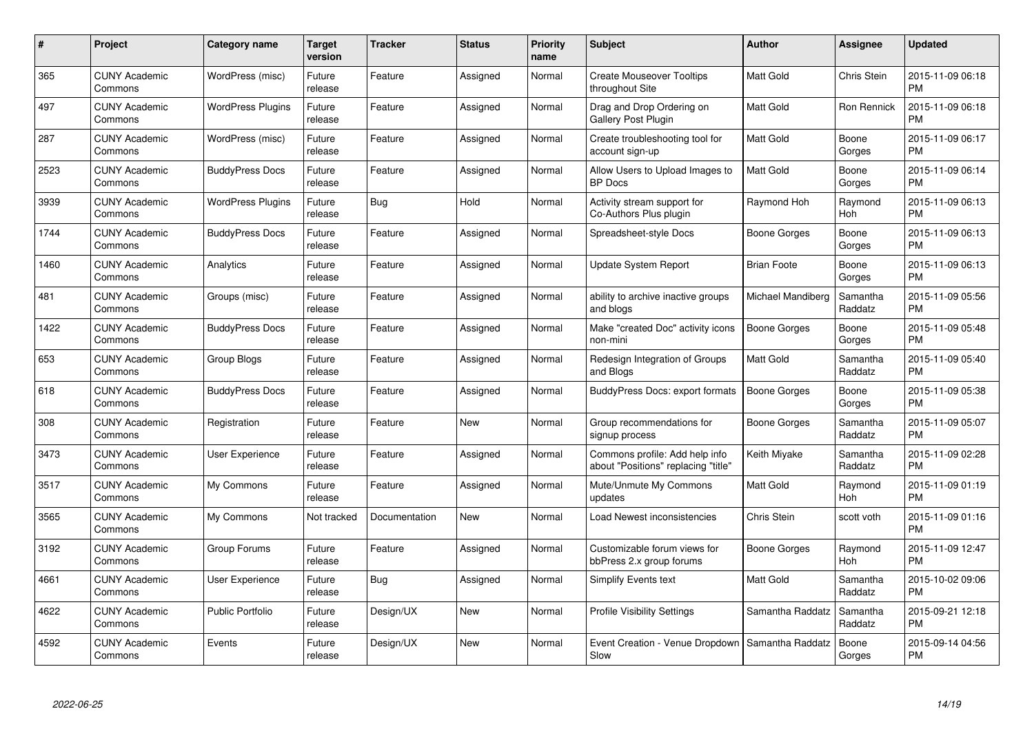| # | Project | Category name | Target version | Tracker | Status | Priority name | Subject | Author | Assignee | Updated |
|---|---|---|---|---|---|---|---|---|---|---|
| 365 | CUNY Academic Commons | WordPress (misc) | Future release | Feature | Assigned | Normal | Create Mouseover Tooltips throughout Site | Matt Gold | Chris Stein | 2015-11-09 06:18 PM |
| 497 | CUNY Academic Commons | WordPress Plugins | Future release | Feature | Assigned | Normal | Drag and Drop Ordering on Gallery Post Plugin | Matt Gold | Ron Rennick | 2015-11-09 06:18 PM |
| 287 | CUNY Academic Commons | WordPress (misc) | Future release | Feature | Assigned | Normal | Create troubleshooting tool for account sign-up | Matt Gold | Boone Gorges | 2015-11-09 06:17 PM |
| 2523 | CUNY Academic Commons | BuddyPress Docs | Future release | Feature | Assigned | Normal | Allow Users to Upload Images to BP Docs | Matt Gold | Boone Gorges | 2015-11-09 06:14 PM |
| 3939 | CUNY Academic Commons | WordPress Plugins | Future release | Bug | Hold | Normal | Activity stream support for Co-Authors Plus plugin | Raymond Hoh | Raymond Hoh | 2015-11-09 06:13 PM |
| 1744 | CUNY Academic Commons | BuddyPress Docs | Future release | Feature | Assigned | Normal | Spreadsheet-style Docs | Boone Gorges | Boone Gorges | 2015-11-09 06:13 PM |
| 1460 | CUNY Academic Commons | Analytics | Future release | Feature | Assigned | Normal | Update System Report | Brian Foote | Boone Gorges | 2015-11-09 06:13 PM |
| 481 | CUNY Academic Commons | Groups (misc) | Future release | Feature | Assigned | Normal | ability to archive inactive groups and blogs | Michael Mandiberg | Samantha Raddatz | 2015-11-09 05:56 PM |
| 1422 | CUNY Academic Commons | BuddyPress Docs | Future release | Feature | Assigned | Normal | Make "created Doc" activity icons non-mini | Boone Gorges | Boone Gorges | 2015-11-09 05:48 PM |
| 653 | CUNY Academic Commons | Group Blogs | Future release | Feature | Assigned | Normal | Redesign Integration of Groups and Blogs | Matt Gold | Samantha Raddatz | 2015-11-09 05:40 PM |
| 618 | CUNY Academic Commons | BuddyPress Docs | Future release | Feature | Assigned | Normal | BuddyPress Docs: export formats | Boone Gorges | Boone Gorges | 2015-11-09 05:38 PM |
| 308 | CUNY Academic Commons | Registration | Future release | Feature | New | Normal | Group recommendations for signup process | Boone Gorges | Samantha Raddatz | 2015-11-09 05:07 PM |
| 3473 | CUNY Academic Commons | User Experience | Future release | Feature | Assigned | Normal | Commons profile: Add help info about "Positions" replacing "title" | Keith Miyake | Samantha Raddatz | 2015-11-09 02:28 PM |
| 3517 | CUNY Academic Commons | My Commons | Future release | Feature | Assigned | Normal | Mute/Unmute My Commons updates | Matt Gold | Raymond Hoh | 2015-11-09 01:19 PM |
| 3565 | CUNY Academic Commons | My Commons | Not tracked | Documentation | New | Normal | Load Newest inconsistencies | Chris Stein | scott voth | 2015-11-09 01:16 PM |
| 3192 | CUNY Academic Commons | Group Forums | Future release | Feature | Assigned | Normal | Customizable forum views for bbPress 2.x group forums | Boone Gorges | Raymond Hoh | 2015-11-09 12:47 PM |
| 4661 | CUNY Academic Commons | User Experience | Future release | Bug | Assigned | Normal | Simplify Events text | Matt Gold | Samantha Raddatz | 2015-10-02 09:06 PM |
| 4622 | CUNY Academic Commons | Public Portfolio | Future release | Design/UX | New | Normal | Profile Visibility Settings | Samantha Raddatz | Samantha Raddatz | 2015-09-21 12:18 PM |
| 4592 | CUNY Academic Commons | Events | Future release | Design/UX | New | Normal | Event Creation - Venue Dropdown Slow | Samantha Raddatz | Boone Gorges | 2015-09-14 04:56 PM |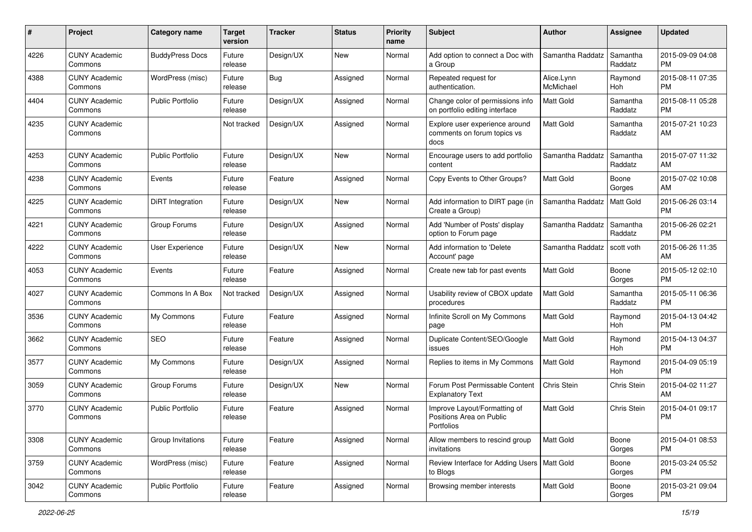| # | Project | Category name | Target version | Tracker | Status | Priority name | Subject | Author | Assignee | Updated |
|---|---|---|---|---|---|---|---|---|---|---|
| 4226 | CUNY Academic Commons | BuddyPress Docs | Future release | Design/UX | New | Normal | Add option to connect a Doc with a Group | Samantha Raddatz | Samantha Raddatz | 2015-09-09 04:08 PM |
| 4388 | CUNY Academic Commons | WordPress (misc) | Future release | Bug | Assigned | Normal | Repeated request for authentication. | Alice.Lynn McMichael | Raymond Hoh | 2015-08-11 07:35 PM |
| 4404 | CUNY Academic Commons | Public Portfolio | Future release | Design/UX | Assigned | Normal | Change color of permissions info on portfolio editing interface | Matt Gold | Samantha Raddatz | 2015-08-11 05:28 PM |
| 4235 | CUNY Academic Commons | | Not tracked | Design/UX | Assigned | Normal | Explore user experience around comments on forum topics vs docs | Matt Gold | Samantha Raddatz | 2015-07-21 10:23 AM |
| 4253 | CUNY Academic Commons | Public Portfolio | Future release | Design/UX | New | Normal | Encourage users to add portfolio content | Samantha Raddatz | Samantha Raddatz | 2015-07-07 11:32 AM |
| 4238 | CUNY Academic Commons | Events | Future release | Feature | Assigned | Normal | Copy Events to Other Groups? | Matt Gold | Boone Gorges | 2015-07-02 10:08 AM |
| 4225 | CUNY Academic Commons | DiRT Integration | Future release | Design/UX | New | Normal | Add information to DIRT page (in Create a Group) | Samantha Raddatz | Matt Gold | 2015-06-26 03:14 PM |
| 4221 | CUNY Academic Commons | Group Forums | Future release | Design/UX | Assigned | Normal | Add 'Number of Posts' display option to Forum page | Samantha Raddatz | Samantha Raddatz | 2015-06-26 02:21 PM |
| 4222 | CUNY Academic Commons | User Experience | Future release | Design/UX | New | Normal | Add information to 'Delete Account' page | Samantha Raddatz | scott voth | 2015-06-26 11:35 AM |
| 4053 | CUNY Academic Commons | Events | Future release | Feature | Assigned | Normal | Create new tab for past events | Matt Gold | Boone Gorges | 2015-05-12 02:10 PM |
| 4027 | CUNY Academic Commons | Commons In A Box | Not tracked | Design/UX | Assigned | Normal | Usability review of CBOX update procedures | Matt Gold | Samantha Raddatz | 2015-05-11 06:36 PM |
| 3536 | CUNY Academic Commons | My Commons | Future release | Feature | Assigned | Normal | Infinite Scroll on My Commons page | Matt Gold | Raymond Hoh | 2015-04-13 04:42 PM |
| 3662 | CUNY Academic Commons | SEO | Future release | Feature | Assigned | Normal | Duplicate Content/SEO/Google issues | Matt Gold | Raymond Hoh | 2015-04-13 04:37 PM |
| 3577 | CUNY Academic Commons | My Commons | Future release | Design/UX | Assigned | Normal | Replies to items in My Commons | Matt Gold | Raymond Hoh | 2015-04-09 05:19 PM |
| 3059 | CUNY Academic Commons | Group Forums | Future release | Design/UX | New | Normal | Forum Post Permissable Content Explanatory Text | Chris Stein | Chris Stein | 2015-04-02 11:27 AM |
| 3770 | CUNY Academic Commons | Public Portfolio | Future release | Feature | Assigned | Normal | Improve Layout/Formatting of Positions Area on Public Portfolios | Matt Gold | Chris Stein | 2015-04-01 09:17 PM |
| 3308 | CUNY Academic Commons | Group Invitations | Future release | Feature | Assigned | Normal | Allow members to rescind group invitations | Matt Gold | Boone Gorges | 2015-04-01 08:53 PM |
| 3759 | CUNY Academic Commons | WordPress (misc) | Future release | Feature | Assigned | Normal | Review Interface for Adding Users to Blogs | Matt Gold | Boone Gorges | 2015-03-24 05:52 PM |
| 3042 | CUNY Academic Commons | Public Portfolio | Future release | Feature | Assigned | Normal | Browsing member interests | Matt Gold | Boone Gorges | 2015-03-21 09:04 PM |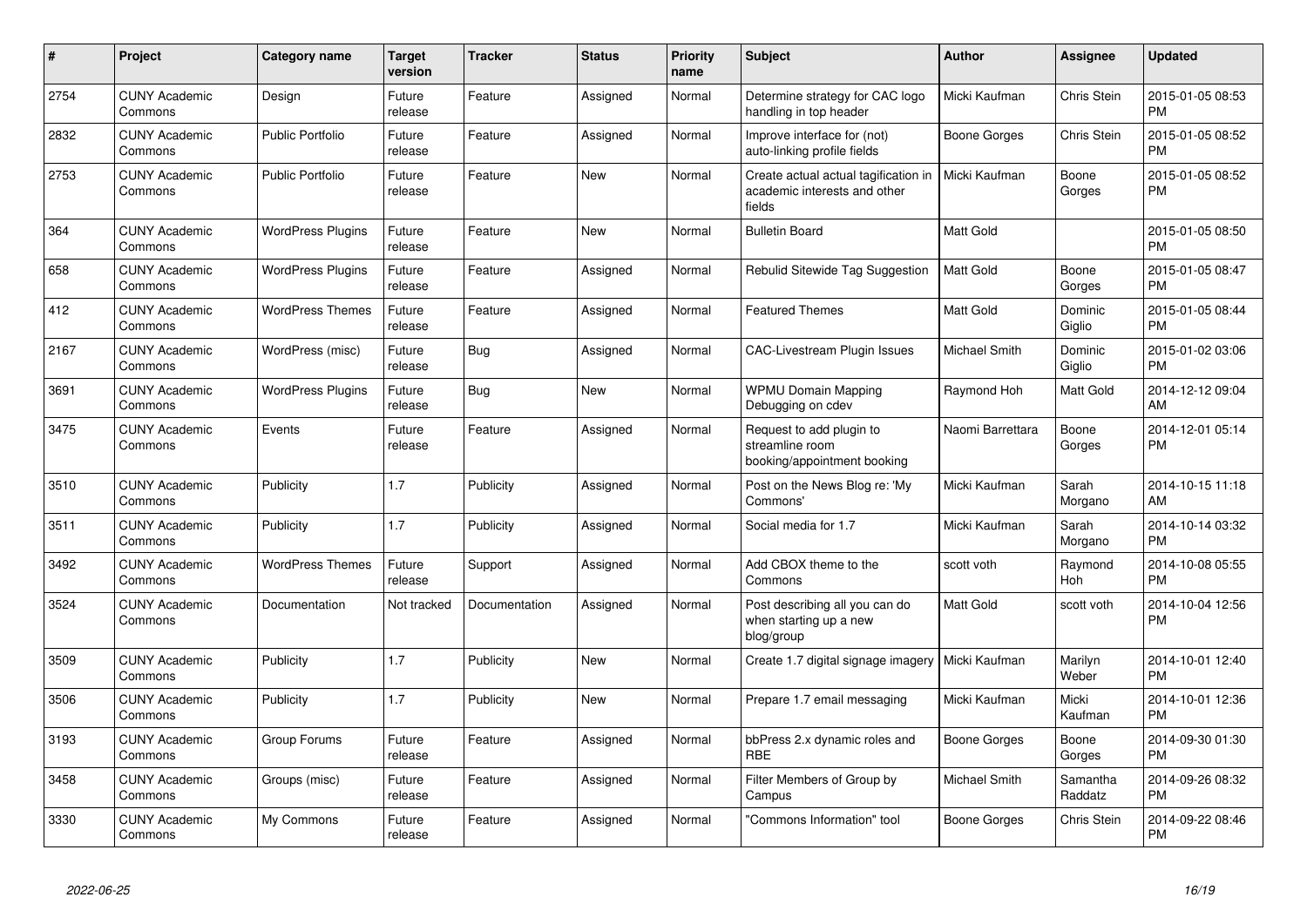| # | Project | Category name | Target version | Tracker | Status | Priority name | Subject | Author | Assignee | Updated |
|---|---|---|---|---|---|---|---|---|---|---|
| 2754 | CUNY Academic Commons | Design | Future release | Feature | Assigned | Normal | Determine strategy for CAC logo handling in top header | Micki Kaufman | Chris Stein | 2015-01-05 08:53 PM |
| 2832 | CUNY Academic Commons | Public Portfolio | Future release | Feature | Assigned | Normal | Improve interface for (not) auto-linking profile fields | Boone Gorges | Chris Stein | 2015-01-05 08:52 PM |
| 2753 | CUNY Academic Commons | Public Portfolio | Future release | Feature | New | Normal | Create actual actual tagification in academic interests and other fields | Micki Kaufman | Boone Gorges | 2015-01-05 08:52 PM |
| 364 | CUNY Academic Commons | WordPress Plugins | Future release | Feature | New | Normal | Bulletin Board | Matt Gold | | 2015-01-05 08:50 PM |
| 658 | CUNY Academic Commons | WordPress Plugins | Future release | Feature | Assigned | Normal | Rebulid Sitewide Tag Suggestion | Matt Gold | Boone Gorges | 2015-01-05 08:47 PM |
| 412 | CUNY Academic Commons | WordPress Themes | Future release | Feature | Assigned | Normal | Featured Themes | Matt Gold | Dominic Giglio | 2015-01-05 08:44 PM |
| 2167 | CUNY Academic Commons | WordPress (misc) | Future release | Bug | Assigned | Normal | CAC-Livestream Plugin Issues | Michael Smith | Dominic Giglio | 2015-01-02 03:06 PM |
| 3691 | CUNY Academic Commons | WordPress Plugins | Future release | Bug | New | Normal | WPMU Domain Mapping Debugging on cdev | Raymond Hoh | Matt Gold | 2014-12-12 09:04 AM |
| 3475 | CUNY Academic Commons | Events | Future release | Feature | Assigned | Normal | Request to add plugin to streamline room booking/appointment booking | Naomi Barrettara | Boone Gorges | 2014-12-01 05:14 PM |
| 3510 | CUNY Academic Commons | Publicity | 1.7 | Publicity | Assigned | Normal | Post on the News Blog re: 'My Commons' | Micki Kaufman | Sarah Morgano | 2014-10-15 11:18 AM |
| 3511 | CUNY Academic Commons | Publicity | 1.7 | Publicity | Assigned | Normal | Social media for 1.7 | Micki Kaufman | Sarah Morgano | 2014-10-14 03:32 PM |
| 3492 | CUNY Academic Commons | WordPress Themes | Future release | Support | Assigned | Normal | Add CBOX theme to the Commons | scott voth | Raymond Hoh | 2014-10-08 05:55 PM |
| 3524 | CUNY Academic Commons | Documentation | Not tracked | Documentation | Assigned | Normal | Post describing all you can do when starting up a new blog/group | Matt Gold | scott voth | 2014-10-04 12:56 PM |
| 3509 | CUNY Academic Commons | Publicity | 1.7 | Publicity | New | Normal | Create 1.7 digital signage imagery | Micki Kaufman | Marilyn Weber | 2014-10-01 12:40 PM |
| 3506 | CUNY Academic Commons | Publicity | 1.7 | Publicity | New | Normal | Prepare 1.7 email messaging | Micki Kaufman | Micki Kaufman | 2014-10-01 12:36 PM |
| 3193 | CUNY Academic Commons | Group Forums | Future release | Feature | Assigned | Normal | bbPress 2.x dynamic roles and RBE | Boone Gorges | Boone Gorges | 2014-09-30 01:30 PM |
| 3458 | CUNY Academic Commons | Groups (misc) | Future release | Feature | Assigned | Normal | Filter Members of Group by Campus | Michael Smith | Samantha Raddatz | 2014-09-26 08:32 PM |
| 3330 | CUNY Academic Commons | My Commons | Future release | Feature | Assigned | Normal | "Commons Information" tool | Boone Gorges | Chris Stein | 2014-09-22 08:46 PM |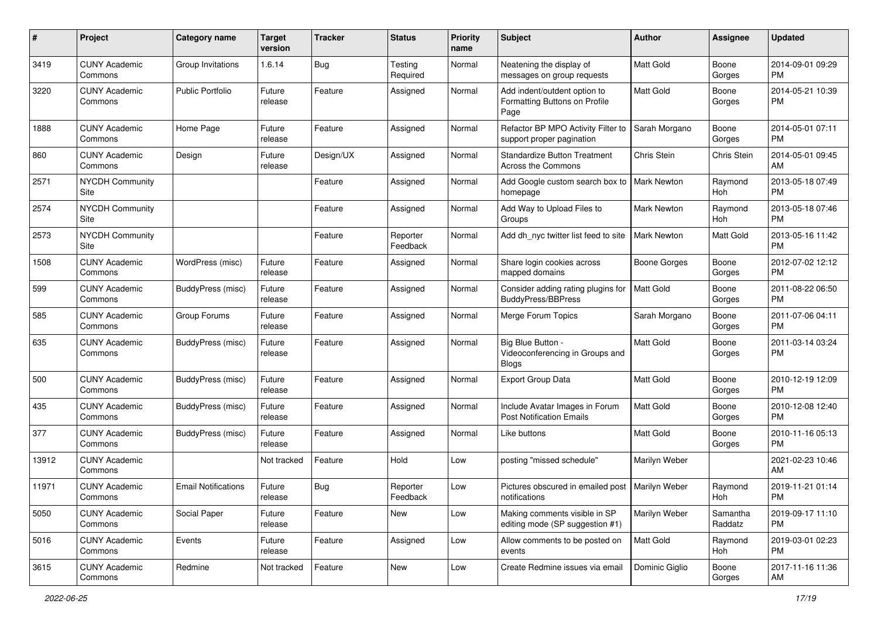| # | Project | Category name | Target version | Tracker | Status | Priority name | Subject | Author | Assignee | Updated |
|---|---|---|---|---|---|---|---|---|---|---|
| 3419 | CUNY Academic Commons | Group Invitations | 1.6.14 | Bug | Testing Required | Normal | Neatening the display of messages on group requests | Matt Gold | Boone Gorges | 2014-09-01 09:29 PM |
| 3220 | CUNY Academic Commons | Public Portfolio | Future release | Feature | Assigned | Normal | Add indent/outdent option to Formatting Buttons on Profile Page | Matt Gold | Boone Gorges | 2014-05-21 10:39 PM |
| 1888 | CUNY Academic Commons | Home Page | Future release | Feature | Assigned | Normal | Refactor BP MPO Activity Filter to support proper pagination | Sarah Morgano | Boone Gorges | 2014-05-01 07:11 PM |
| 860 | CUNY Academic Commons | Design | Future release | Design/UX | Assigned | Normal | Standardize Button Treatment Across the Commons | Chris Stein | Chris Stein | 2014-05-01 09:45 AM |
| 2571 | NYCDH Community Site | | | Feature | Assigned | Normal | Add Google custom search box to homepage | Mark Newton | Raymond Hoh | 2013-05-18 07:49 PM |
| 2574 | NYCDH Community Site | | | Feature | Assigned | Normal | Add Way to Upload Files to Groups | Mark Newton | Raymond Hoh | 2013-05-18 07:46 PM |
| 2573 | NYCDH Community Site | | | Feature | Reporter Feedback | Normal | Add dh_nyc twitter list feed to site | Mark Newton | Matt Gold | 2013-05-16 11:42 PM |
| 1508 | CUNY Academic Commons | WordPress (misc) | Future release | Feature | Assigned | Normal | Share login cookies across mapped domains | Boone Gorges | Boone Gorges | 2012-07-02 12:12 PM |
| 599 | CUNY Academic Commons | BuddyPress (misc) | Future release | Feature | Assigned | Normal | Consider adding rating plugins for BuddyPress/BBPress | Matt Gold | Boone Gorges | 2011-08-22 06:50 PM |
| 585 | CUNY Academic Commons | Group Forums | Future release | Feature | Assigned | Normal | Merge Forum Topics | Sarah Morgano | Boone Gorges | 2011-07-06 04:11 PM |
| 635 | CUNY Academic Commons | BuddyPress (misc) | Future release | Feature | Assigned | Normal | Big Blue Button - Videoconferencing in Groups and Blogs | Matt Gold | Boone Gorges | 2011-03-14 03:24 PM |
| 500 | CUNY Academic Commons | BuddyPress (misc) | Future release | Feature | Assigned | Normal | Export Group Data | Matt Gold | Boone Gorges | 2010-12-19 12:09 PM |
| 435 | CUNY Academic Commons | BuddyPress (misc) | Future release | Feature | Assigned | Normal | Include Avatar Images in Forum Post Notification Emails | Matt Gold | Boone Gorges | 2010-12-08 12:40 PM |
| 377 | CUNY Academic Commons | BuddyPress (misc) | Future release | Feature | Assigned | Normal | Like buttons | Matt Gold | Boone Gorges | 2010-11-16 05:13 PM |
| 13912 | CUNY Academic Commons | | Not tracked | Feature | Hold | Low | posting "missed schedule" | Marilyn Weber | | 2021-02-23 10:46 AM |
| 11971 | CUNY Academic Commons | Email Notifications | Future release | Bug | Reporter Feedback | Low | Pictures obscured in emailed post notifications | Marilyn Weber | Raymond Hoh | 2019-11-21 01:14 PM |
| 5050 | CUNY Academic Commons | Social Paper | Future release | Feature | New | Low | Making comments visible in SP editing mode (SP suggestion #1) | Marilyn Weber | Samantha Raddatz | 2019-09-17 11:10 PM |
| 5016 | CUNY Academic Commons | Events | Future release | Feature | Assigned | Low | Allow comments to be posted on events | Matt Gold | Raymond Hoh | 2019-03-01 02:23 PM |
| 3615 | CUNY Academic Commons | Redmine | Not tracked | Feature | New | Low | Create Redmine issues via email | Dominic Giglio | Boone Gorges | 2017-11-16 11:36 AM |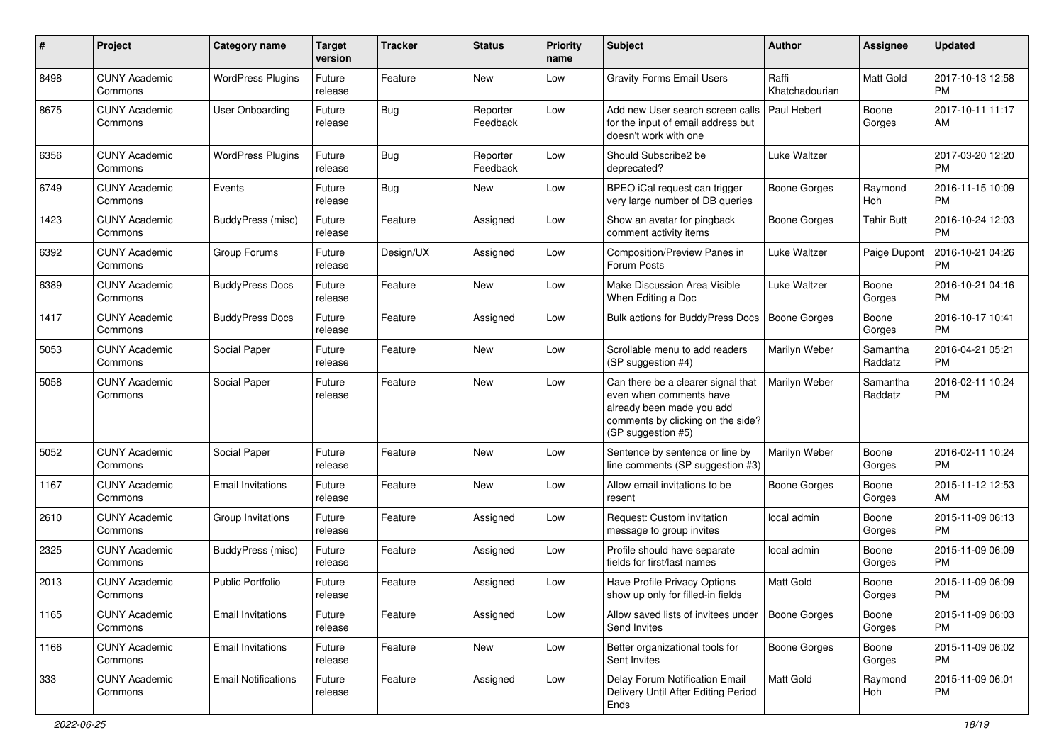| # | Project | Category name | Target version | Tracker | Status | Priority name | Subject | Author | Assignee | Updated |
|---|---|---|---|---|---|---|---|---|---|---|
| 8498 | CUNY Academic Commons | WordPress Plugins | Future release | Feature | New | Low | Gravity Forms Email Users | Raffi Khatchadourian | Matt Gold | 2017-10-13 12:58 PM |
| 8675 | CUNY Academic Commons | User Onboarding | Future release | Bug | Reporter Feedback | Low | Add new User search screen calls for the input of email address but doesn't work with one | Paul Hebert | Boone Gorges | 2017-10-11 11:17 AM |
| 6356 | CUNY Academic Commons | WordPress Plugins | Future release | Bug | Reporter Feedback | Low | Should Subscribe2 be deprecated? | Luke Waltzer | | 2017-03-20 12:20 PM |
| 6749 | CUNY Academic Commons | Events | Future release | Bug | New | Low | BPEO iCal request can trigger very large number of DB queries | Boone Gorges | Raymond Hoh | 2016-11-15 10:09 PM |
| 1423 | CUNY Academic Commons | BuddyPress (misc) | Future release | Feature | Assigned | Low | Show an avatar for pingback comment activity items | Boone Gorges | Tahir Butt | 2016-10-24 12:03 PM |
| 6392 | CUNY Academic Commons | Group Forums | Future release | Design/UX | Assigned | Low | Composition/Preview Panes in Forum Posts | Luke Waltzer | Paige Dupont | 2016-10-21 04:26 PM |
| 6389 | CUNY Academic Commons | BuddyPress Docs | Future release | Feature | New | Low | Make Discussion Area Visible When Editing a Doc | Luke Waltzer | Boone Gorges | 2016-10-21 04:16 PM |
| 1417 | CUNY Academic Commons | BuddyPress Docs | Future release | Feature | Assigned | Low | Bulk actions for BuddyPress Docs | Boone Gorges | Boone Gorges | 2016-10-17 10:41 PM |
| 5053 | CUNY Academic Commons | Social Paper | Future release | Feature | New | Low | Scrollable menu to add readers (SP suggestion #4) | Marilyn Weber | Samantha Raddatz | 2016-04-21 05:21 PM |
| 5058 | CUNY Academic Commons | Social Paper | Future release | Feature | New | Low | Can there be a clearer signal that even when comments have already been made you add comments by clicking on the side? (SP suggestion #5) | Marilyn Weber | Samantha Raddatz | 2016-02-11 10:24 PM |
| 5052 | CUNY Academic Commons | Social Paper | Future release | Feature | New | Low | Sentence by sentence or line by line comments (SP suggestion #3) | Marilyn Weber | Boone Gorges | 2016-02-11 10:24 PM |
| 1167 | CUNY Academic Commons | Email Invitations | Future release | Feature | New | Low | Allow email invitations to be resent | Boone Gorges | Boone Gorges | 2015-11-12 12:53 AM |
| 2610 | CUNY Academic Commons | Group Invitations | Future release | Feature | Assigned | Low | Request: Custom invitation message to group invites | local admin | Boone Gorges | 2015-11-09 06:13 PM |
| 2325 | CUNY Academic Commons | BuddyPress (misc) | Future release | Feature | Assigned | Low | Profile should have separate fields for first/last names | local admin | Boone Gorges | 2015-11-09 06:09 PM |
| 2013 | CUNY Academic Commons | Public Portfolio | Future release | Feature | Assigned | Low | Have Profile Privacy Options show up only for filled-in fields | Matt Gold | Boone Gorges | 2015-11-09 06:09 PM |
| 1165 | CUNY Academic Commons | Email Invitations | Future release | Feature | Assigned | Low | Allow saved lists of invitees under Send Invites | Boone Gorges | Boone Gorges | 2015-11-09 06:03 PM |
| 1166 | CUNY Academic Commons | Email Invitations | Future release | Feature | New | Low | Better organizational tools for Sent Invites | Boone Gorges | Boone Gorges | 2015-11-09 06:02 PM |
| 333 | CUNY Academic Commons | Email Notifications | Future release | Feature | Assigned | Low | Delay Forum Notification Email Delivery Until After Editing Period Ends | Matt Gold | Raymond Hoh | 2015-11-09 06:01 PM |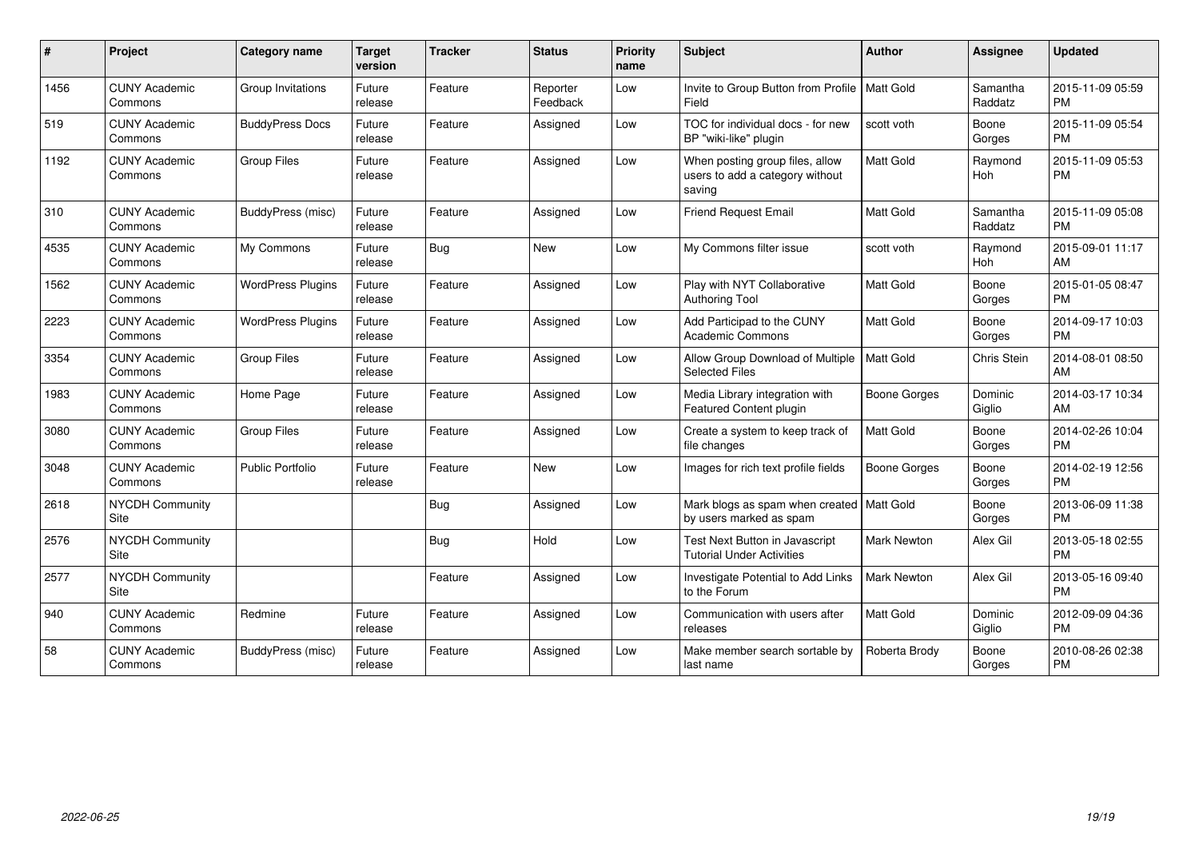| # | Project | Category name | Target version | Tracker | Status | Priority name | Subject | Author | Assignee | Updated |
|---|---|---|---|---|---|---|---|---|---|---|
| 1456 | CUNY Academic Commons | Group Invitations | Future release | Feature | Reporter Feedback | Low | Invite to Group Button from Profile Field | Matt Gold | Samantha Raddatz | 2015-11-09 05:59 PM |
| 519 | CUNY Academic Commons | BuddyPress Docs | Future release | Feature | Assigned | Low | TOC for individual docs - for new BP "wiki-like" plugin | scott voth | Boone Gorges | 2015-11-09 05:54 PM |
| 1192 | CUNY Academic Commons | Group Files | Future release | Feature | Assigned | Low | When posting group files, allow users to add a category without saving | Matt Gold | Raymond Hoh | 2015-11-09 05:53 PM |
| 310 | CUNY Academic Commons | BuddyPress (misc) | Future release | Feature | Assigned | Low | Friend Request Email | Matt Gold | Samantha Raddatz | 2015-11-09 05:08 PM |
| 4535 | CUNY Academic Commons | My Commons | Future release | Bug | New | Low | My Commons filter issue | scott voth | Raymond Hoh | 2015-09-01 11:17 AM |
| 1562 | CUNY Academic Commons | WordPress Plugins | Future release | Feature | Assigned | Low | Play with NYT Collaborative Authoring Tool | Matt Gold | Boone Gorges | 2015-01-05 08:47 PM |
| 2223 | CUNY Academic Commons | WordPress Plugins | Future release | Feature | Assigned | Low | Add Participad to the CUNY Academic Commons | Matt Gold | Boone Gorges | 2014-09-17 10:03 PM |
| 3354 | CUNY Academic Commons | Group Files | Future release | Feature | Assigned | Low | Allow Group Download of Multiple Selected Files | Matt Gold | Chris Stein | 2014-08-01 08:50 AM |
| 1983 | CUNY Academic Commons | Home Page | Future release | Feature | Assigned | Low | Media Library integration with Featured Content plugin | Boone Gorges | Dominic Giglio | 2014-03-17 10:34 AM |
| 3080 | CUNY Academic Commons | Group Files | Future release | Feature | Assigned | Low | Create a system to keep track of file changes | Matt Gold | Boone Gorges | 2014-02-26 10:04 PM |
| 3048 | CUNY Academic Commons | Public Portfolio | Future release | Feature | New | Low | Images for rich text profile fields | Boone Gorges | Boone Gorges | 2014-02-19 12:56 PM |
| 2618 | NYCDH Community Site | | | Bug | Assigned | Low | Mark blogs as spam when created by users marked as spam | Matt Gold | Boone Gorges | 2013-06-09 11:38 PM |
| 2576 | NYCDH Community Site | | | Bug | Hold | Low | Test Next Button in Javascript Tutorial Under Activities | Mark Newton | Alex Gil | 2013-05-18 02:55 PM |
| 2577 | NYCDH Community Site | | | Feature | Assigned | Low | Investigate Potential to Add Links to the Forum | Mark Newton | Alex Gil | 2013-05-16 09:40 PM |
| 940 | CUNY Academic Commons | Redmine | Future release | Feature | Assigned | Low | Communication with users after releases | Matt Gold | Dominic Giglio | 2012-09-09 04:36 PM |
| 58 | CUNY Academic Commons | BuddyPress (misc) | Future release | Feature | Assigned | Low | Make member search sortable by last name | Roberta Brody | Boone Gorges | 2010-08-26 02:38 PM |